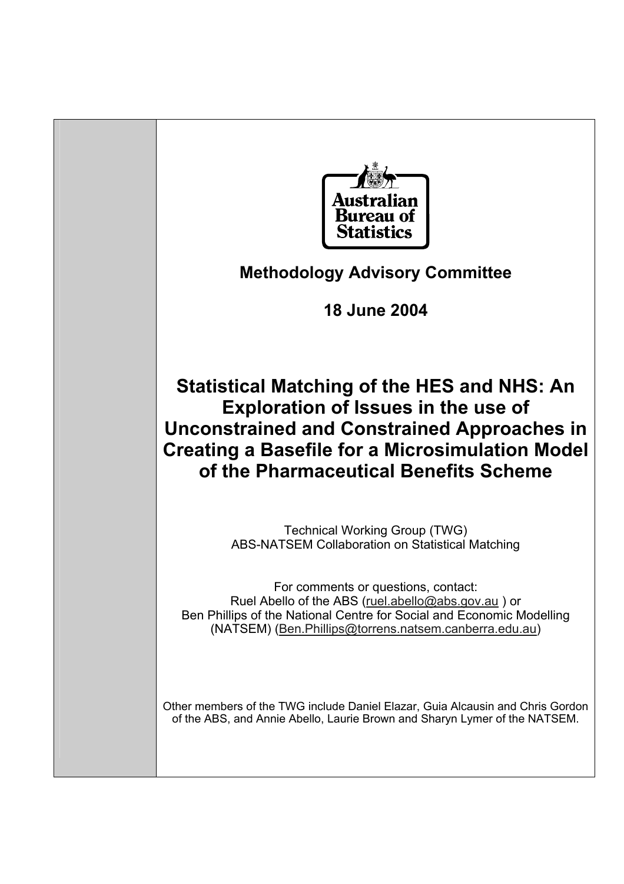Australian Bureau of Statistics

**Methodology Advisory Committee**

**18 June 2004**

# Statistical Matching of the HES and NHS: An Exploration of Issues in the use of Unconstrained and Constrained Approaches in Creating a Basefile for a Microsimulation Model of the Pharmaceutical Benefits Scheme

Technical Working Group (TWG)
ABS-NATSEM Collaboration on Statistical Matching

For comments or questions, contact:
Ruel Abello of the ABS (ruel.abello@abs.gov.au ) or
Ben Phillips of the National Centre for Social and Economic Modelling (NATSEM) (Ben.Phillips@torrens.natsem.canberra.edu.au)

Other members of the TWG include Daniel Elazar, Guia Alcausin and Chris Gordon of the ABS, and Annie Abello, Laurie Brown and Sharyn Lymer of the NATSEM.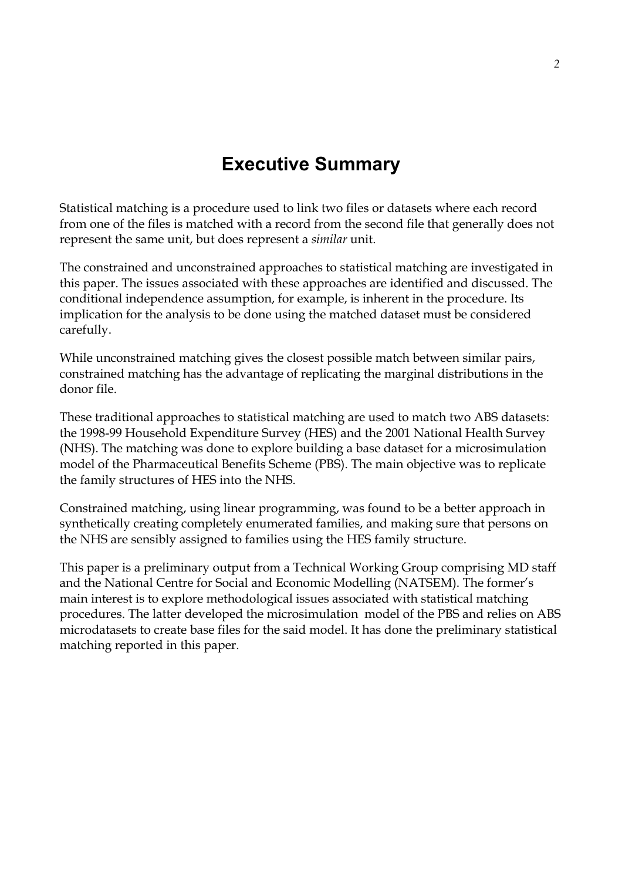# Executive Summary

Statistical matching is a procedure used to link two files or datasets where each record from one of the files is matched with a record from the second file that generally does not represent the same unit, but does represent a *similar* unit.

The constrained and unconstrained approaches to statistical matching are investigated in this paper. The issues associated with these approaches are identified and discussed. The conditional independence assumption, for example, is inherent in the procedure. Its implication for the analysis to be done using the matched dataset must be considered carefully.

While unconstrained matching gives the closest possible match between similar pairs, constrained matching has the advantage of replicating the marginal distributions in the donor file.

These traditional approaches to statistical matching are used to match two ABS datasets: the 1998-99 Household Expenditure Survey (HES) and the 2001 National Health Survey (NHS). The matching was done to explore building a base dataset for a microsimulation model of the Pharmaceutical Benefits Scheme (PBS). The main objective was to replicate the family structures of HES into the NHS.

Constrained matching, using linear programming, was found to be a better approach in synthetically creating completely enumerated families, and making sure that persons on the NHS are sensibly assigned to families using the HES family structure.

This paper is a preliminary output from a Technical Working Group comprising MD staff and the National Centre for Social and Economic Modelling (NATSEM). The former's main interest is to explore methodological issues associated with statistical matching procedures. The latter developed the microsimulation model of the PBS and relies on ABS microdatasets to create base files for the said model. It has done the preliminary statistical matching reported in this paper.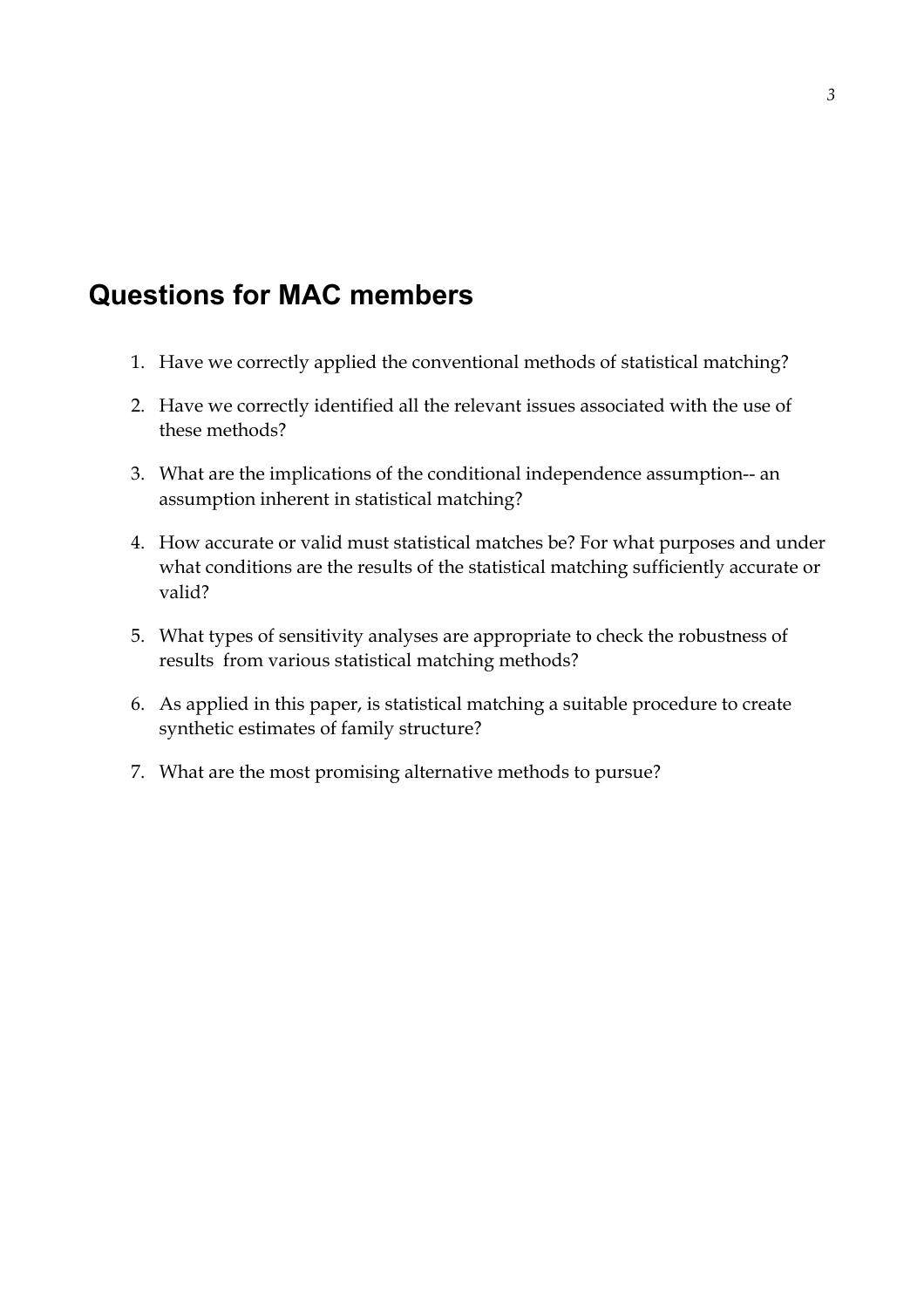## Questions for MAC members

1. Have we correctly applied the conventional methods of statistical matching?

2. Have we correctly identified all the relevant issues associated with the use of these methods?

3. What are the implications of the conditional independence assumption-- an assumption inherent in statistical matching?

4. How accurate or valid must statistical matches be? For what purposes and under what conditions are the results of the statistical matching sufficiently accurate or valid?

5. What types of sensitivity analyses are appropriate to check the robustness of results from various statistical matching methods?

6. As applied in this paper, is statistical matching a suitable procedure to create synthetic estimates of family structure?

7. What are the most promising alternative methods to pursue?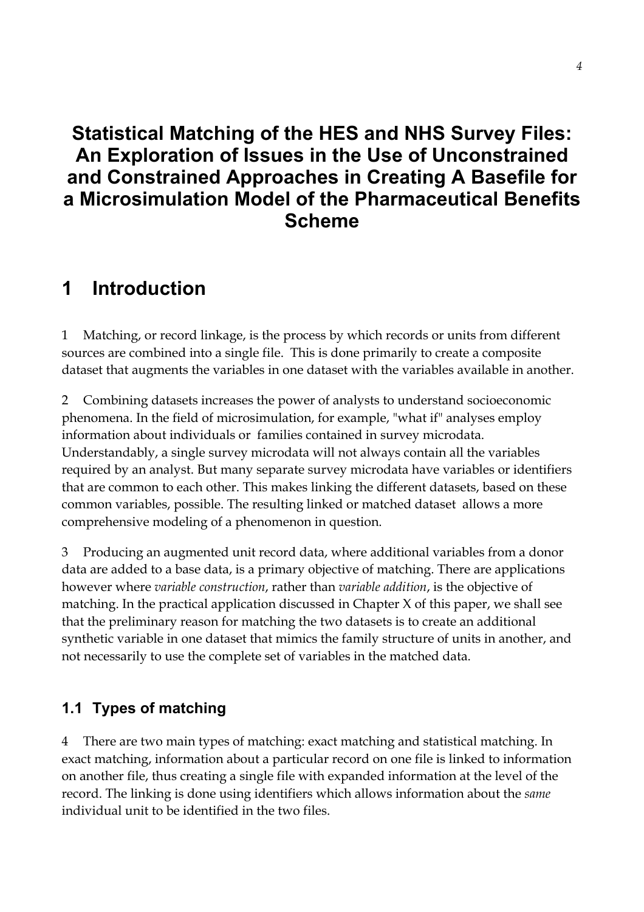# Statistical Matching of the HES and NHS Survey Files: An Exploration of Issues in the Use of Unconstrained and Constrained Approaches in Creating A Basefile for a Microsimulation Model of the Pharmaceutical Benefits Scheme

## 1 Introduction

1 Matching, or record linkage, is the process by which records or units from different sources are combined into a single file. This is done primarily to create a composite dataset that augments the variables in one dataset with the variables available in another.

2 Combining datasets increases the power of analysts to understand socioeconomic phenomena. In the field of microsimulation, for example, "what if" analyses employ information about individuals or families contained in survey microdata. Understandably, a single survey microdata will not always contain all the variables required by an analyst. But many separate survey microdata have variables or identifiers that are common to each other. This makes linking the different datasets, based on these common variables, possible. The resulting linked or matched dataset allows a more comprehensive modeling of a phenomenon in question.

3 Producing an augmented unit record data, where additional variables from a donor data are added to a base data, is a primary objective of matching. There are applications however where *variable construction*, rather than *variable addition*, is the objective of matching. In the practical application discussed in Chapter X of this paper, we shall see that the preliminary reason for matching the two datasets is to create an additional synthetic variable in one dataset that mimics the family structure of units in another, and not necessarily to use the complete set of variables in the matched data.

### 1.1 Types of matching

4 There are two main types of matching: exact matching and statistical matching. In exact matching, information about a particular record on one file is linked to information on another file, thus creating a single file with expanded information at the level of the record. The linking is done using identifiers which allows information about the *same* individual unit to be identified in the two files.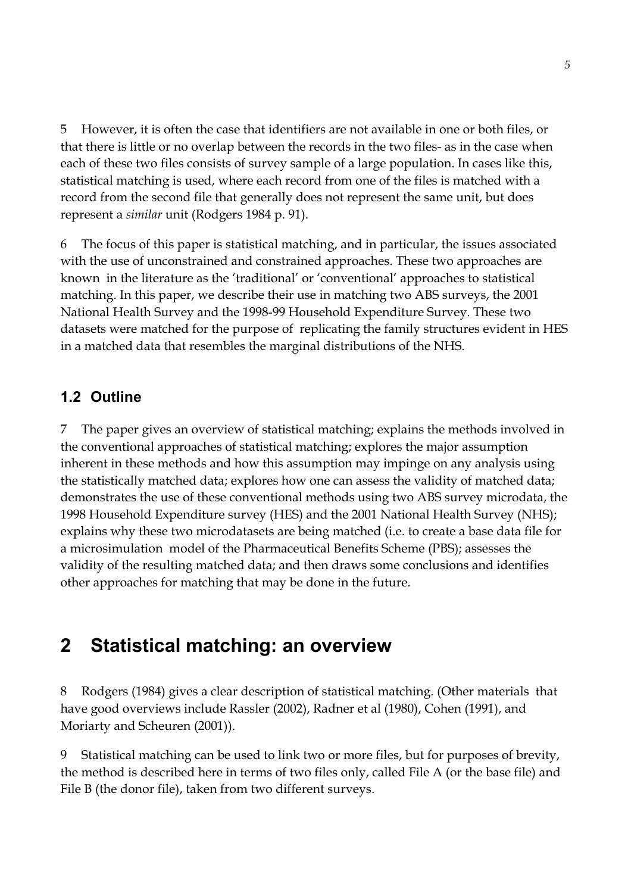5 However, it is often the case that identifiers are not available in one or both files, or that there is little or no overlap between the records in the two files- as in the case when each of these two files consists of survey sample of a large population. In cases like this, statistical matching is used, where each record from one of the files is matched with a record from the second file that generally does not represent the same unit, but does represent a *similar* unit (Rodgers 1984 p. 91).

6 The focus of this paper is statistical matching, and in particular, the issues associated with the use of unconstrained and constrained approaches. These two approaches are known in the literature as the 'traditional' or 'conventional' approaches to statistical matching. In this paper, we describe their use in matching two ABS surveys, the 2001 National Health Survey and the 1998-99 Household Expenditure Survey. These two datasets were matched for the purpose of replicating the family structures evident in HES in a matched data that resembles the marginal distributions of the NHS.

### 1.2 Outline

7 The paper gives an overview of statistical matching; explains the methods involved in the conventional approaches of statistical matching; explores the major assumption inherent in these methods and how this assumption may impinge on any analysis using the statistically matched data; explores how one can assess the validity of matched data; demonstrates the use of these conventional methods using two ABS survey microdata, the 1998 Household Expenditure survey (HES) and the 2001 National Health Survey (NHS); explains why these two microdatasets are being matched (i.e. to create a base data file for a microsimulation model of the Pharmaceutical Benefits Scheme (PBS); assesses the validity of the resulting matched data; and then draws some conclusions and identifies other approaches for matching that may be done in the future.

## 2 Statistical matching: an overview

8 Rodgers (1984) gives a clear description of statistical matching. (Other materials that have good overviews include Rassler (2002), Radner et al (1980), Cohen (1991), and Moriarty and Scheuren (2001)).

9 Statistical matching can be used to link two or more files, but for purposes of brevity, the method is described here in terms of two files only, called File A (or the base file) and File B (the donor file), taken from two different surveys.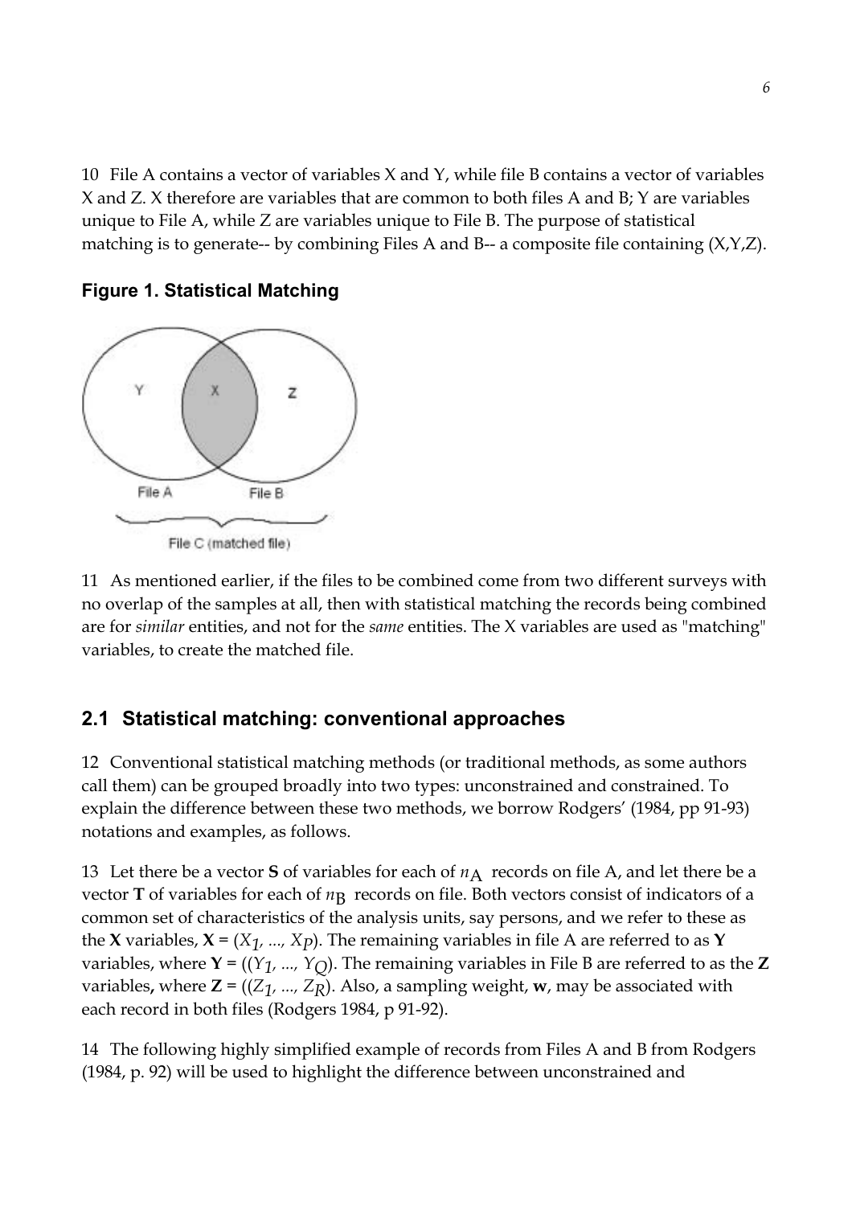10 File A contains a vector of variables X and Y, while file B contains a vector of variables X and Z. X therefore are variables that are common to both files A and B; Y are variables unique to File A, while Z are variables unique to File B. The purpose of statistical matching is to generate-- by combining Files A and B-- a composite file containing (X,Y,Z).

**Figure 1. Statistical Matching**

11 As mentioned earlier, if the files to be combined come from two different surveys with no overlap of the samples at all, then with statistical matching the records being combined are for *similar* entities, and not for the *same* entities. The X variables are used as "matching" variables, to create the matched file.

## 2.1 Statistical matching: conventional approaches

12 Conventional statistical matching methods (or traditional methods, as some authors call them) can be grouped broadly into two types: unconstrained and constrained. To explain the difference between these two methods, we borrow Rodgers' (1984, pp 91-93) notations and examples, as follows.

13 Let there be a vector **S** of variables for each of $n_A$ records on file A, and let there be a vector **T** of variables for each of $n_B$ records on file. Both vectors consist of indicators of a common set of characteristics of the analysis units, say persons, and we refer to these as the **X** variables, **X** = $(X_1, ..., X_P)$. The remaining variables in file A are referred to as **Y** variables, where **Y** = $((Y_1, ..., Y_Q)$. The remaining variables in File B are referred to as the **Z** variables**,** where **Z** = $((Z_1, ..., Z_R)$. Also, a sampling weight, **w**, may be associated with each record in both files (Rodgers 1984, p 91-92).

14 The following highly simplified example of records from Files A and B from Rodgers (1984, p. 92) will be used to highlight the difference between unconstrained and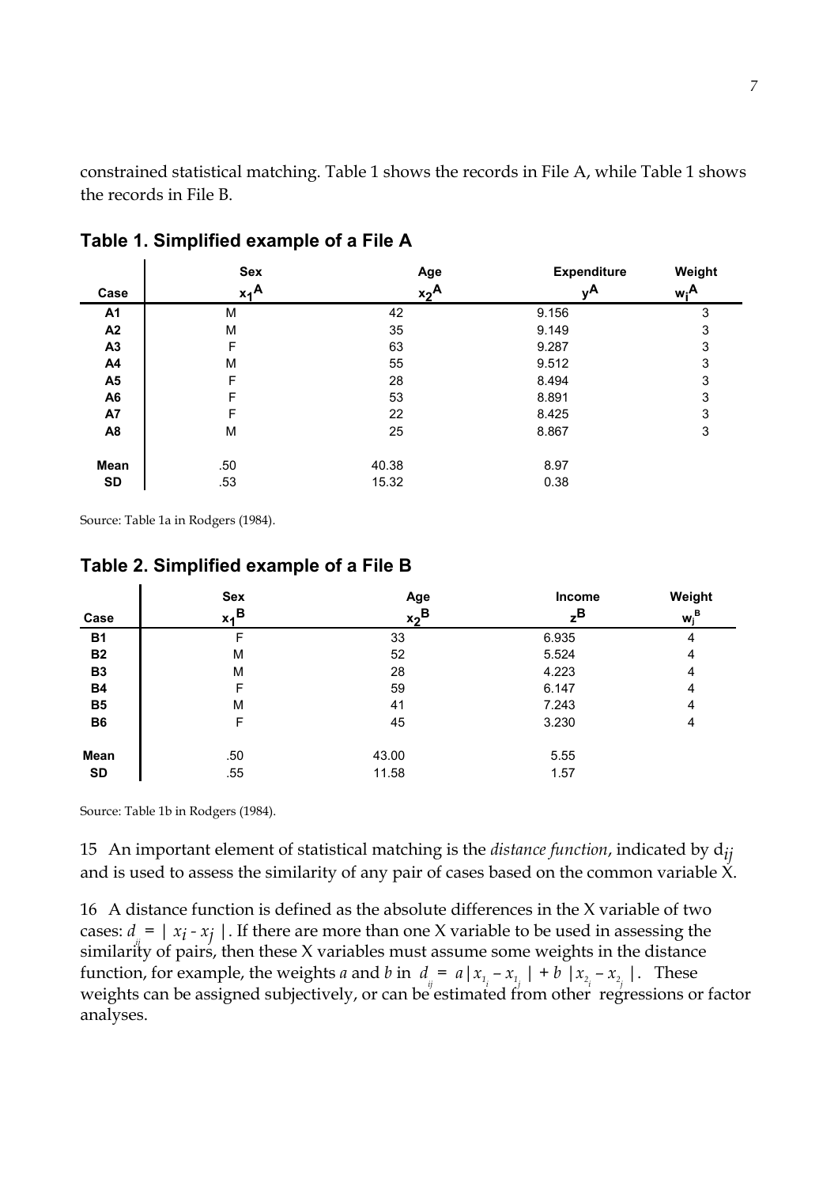constrained statistical matching. Table 1 shows the records in File A, while Table 1 shows the records in File B.

**Table 1. Simplified example of a File A**

| Case | Sex $x_1^A$ | Age $x_2^A$ | Expenditure $y^A$ | Weight $w_i^A$ |
|---|---|---|---|---|
| **A1** | M | 42 | 9.156 | 3 |
| **A2** | M | 35 | 9.149 | 3 |
| **A3** | F | 63 | 9.287 | 3 |
| **A4** | M | 55 | 9.512 | 3 |
| **A5** | F | 28 | 8.494 | 3 |
| **A6** | F | 53 | 8.891 | 3 |
| **A7** | F | 22 | 8.425 | 3 |
| **A8** | M | 25 | 8.867 | 3 |
| **Mean** | .50 | 40.38 | 8.97 | |
| **SD** | .53 | 15.32 | 0.38 | |

Source: Table 1a in Rodgers (1984).

**Table 2. Simplified example of a File B**

| Case | Sex $x_1^B$ | Age $x_2^B$ | Income $z^B$ | Weight $w_j^B$ |
|---|---|---|---|---|
| **B1** | F | 33 | 6.935 | 4 |
| **B2** | M | 52 | 5.524 | 4 |
| **B3** | M | 28 | 4.223 | 4 |
| **B4** | F | 59 | 6.147 | 4 |
| **B5** | M | 41 | 7.243 | 4 |
| **B6** | F | 45 | 3.230 | 4 |
| **Mean** | .50 | 43.00 | 5.55 | |
| **SD** | .55 | 11.58 | 1.57 | |

Source: Table 1b in Rodgers (1984).

15 An important element of statistical matching is the *distance function*, indicated by $d_{ij}$ and is used to assess the similarity of any pair of cases based on the common variable X.

16 A distance function is defined as the absolute differences in the X variable of two cases: $d_{ij} = | x_i - x_j |$. If there are more than one X variable to be used in assessing the similarity of pairs, then these X variables must assume some weights in the distance function, for example, the weights *a* and *b* in $d_{ij} = a | x_{1_i} - x_{1_j} | + b | x_{2_i} - x_{2_j} |$. These weights can be assigned subjectively, or can be estimated from other regressions or factor analyses.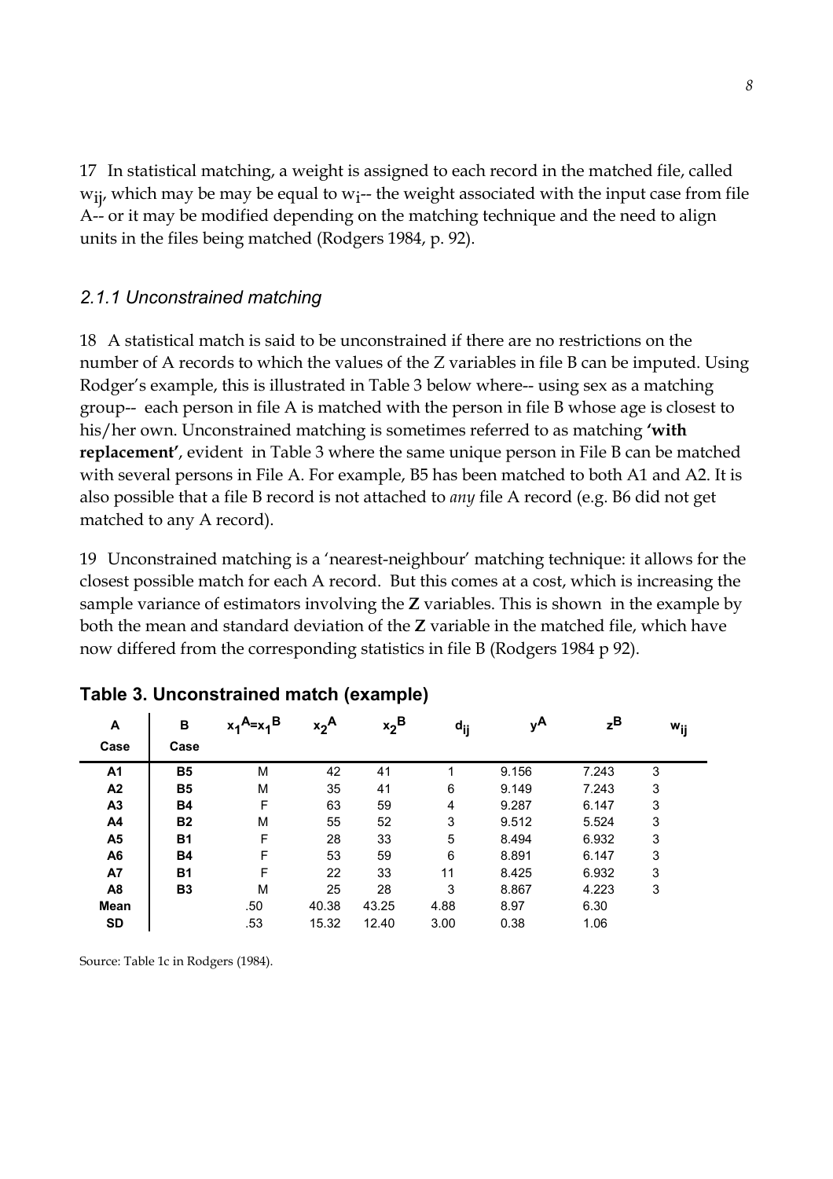17 In statistical matching, a weight is assigned to each record in the matched file, called $w_{ij}$, which may be may be equal to $w_i$-- the weight associated with the input case from file A-- or it may be modified depending on the matching technique and the need to align units in the files being matched (Rodgers 1984, p. 92).

### *2.1.1 Unconstrained matching*

18 A statistical match is said to be unconstrained if there are no restrictions on the number of A records to which the values of the Z variables in file B can be imputed. Using Rodger's example, this is illustrated in Table 3 below where-- using sex as a matching group-- each person in file A is matched with the person in file B whose age is closest to his/her own. Unconstrained matching is sometimes referred to as matching **'with replacement'**, evident in Table 3 where the same unique person in File B can be matched with several persons in File A. For example, B5 has been matched to both A1 and A2. It is also possible that a file B record is not attached to *any* file A record (e.g. B6 did not get matched to any A record).

19 Unconstrained matching is a 'nearest-neighbour' matching technique: it allows for the closest possible match for each A record. But this comes at a cost, which is increasing the sample variance of estimators involving the **Z** variables. This is shown in the example by both the mean and standard deviation of the **Z** variable in the matched file, which have now differed from the corresponding statistics in file B (Rodgers 1984 p 92).

**Table 3. Unconstrained match (example)**

| A Case | B Case | $x_1^A=x_1^B$ | $x_2^A$ | $x_2^B$ | $d_{ij}$ | $y^A$ | $z^B$ | $w_{ij}$ |
|---|---|---|---|---|---|---|---|---|
| **A1** | **B5** | M | 42 | 41 | 1 | 9.156 | 7.243 | 3 |
| **A2** | **B5** | M | 35 | 41 | 6 | 9.149 | 7.243 | 3 |
| **A3** | **B4** | F | 63 | 59 | 4 | 9.287 | 6.147 | 3 |
| **A4** | **B2** | M | 55 | 52 | 3 | 9.512 | 5.524 | 3 |
| **A5** | **B1** | F | 28 | 33 | 5 | 8.494 | 6.932 | 3 |
| **A6** | **B4** | F | 53 | 59 | 6 | 8.891 | 6.147 | 3 |
| **A7** | **B1** | F | 22 | 33 | 11 | 8.425 | 6.932 | 3 |
| **A8** | **B3** | M | 25 | 28 | 3 | 8.867 | 4.223 | 3 |
| **Mean** | | .50 | 40.38 | 43.25 | 4.88 | 8.97 | 6.30 | |
| **SD** | | .53 | 15.32 | 12.40 | 3.00 | 0.38 | 1.06 | |

Source: Table 1c in Rodgers (1984).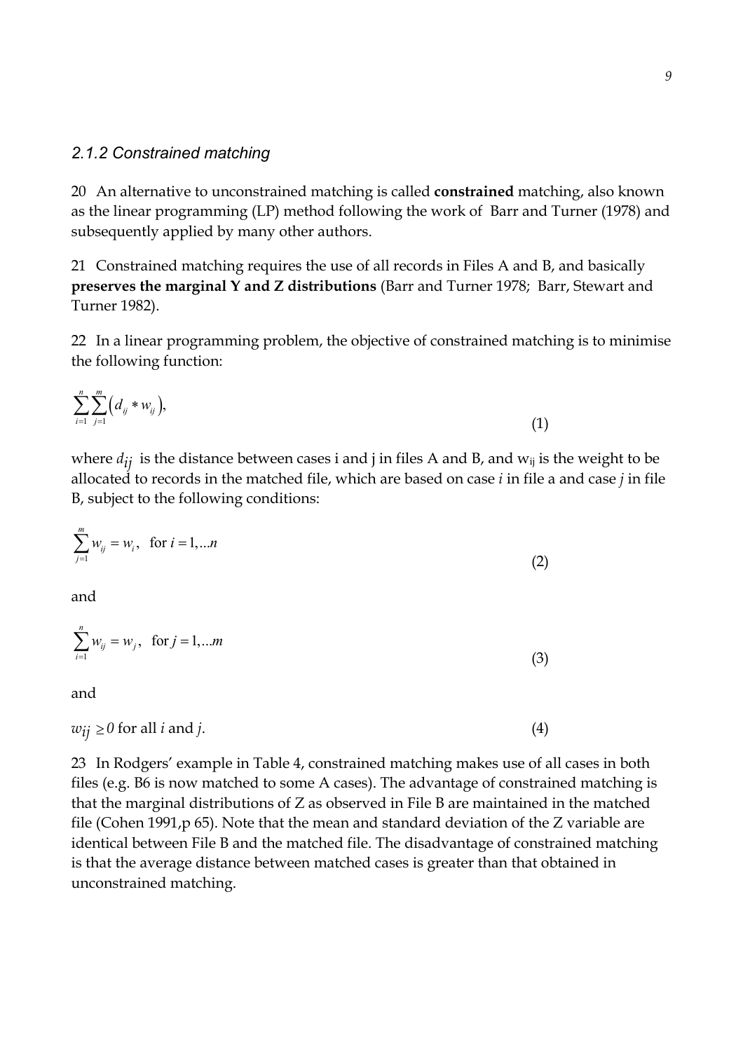### *2.1.2 Constrained matching*

20 An alternative to unconstrained matching is called **constrained** matching, also known as the linear programming (LP) method following the work of Barr and Turner (1978) and subsequently applied by many other authors.

21 Constrained matching requires the use of all records in Files A and B, and basically **preserves the marginal Y and Z distributions** (Barr and Turner 1978; Barr, Stewart and Turner 1982).

22 In a linear programming problem, the objective of constrained matching is to minimise the following function:

$$\sum_{i=1}^{n}\sum_{j=1}^{m}\left(d_{ij} * w_{ij}\right), \tag{1}$$

where $d_{ij}$ is the distance between cases i and j in files A and B, and $w_{ij}$ is the weight to be allocated to records in the matched file, which are based on case *i* in file a and case *j* in file B, subject to the following conditions:

$$\sum_{j=1}^{m} w_{ij} = w_i, \quad \text{for } i = 1,...n \tag{2}$$

and

$$\sum_{i=1}^{n} w_{ij} = w_j, \quad \text{for } j = 1,...m \tag{3}$$

and

$$w_{ij} \geq 0 \text{ for all } i \text{ and } j. \tag{4}$$

23 In Rodgers' example in Table 4, constrained matching makes use of all cases in both files (e.g. B6 is now matched to some A cases). The advantage of constrained matching is that the marginal distributions of Z as observed in File B are maintained in the matched file (Cohen 1991,p 65). Note that the mean and standard deviation of the Z variable are identical between File B and the matched file. The disadvantage of constrained matching is that the average distance between matched cases is greater than that obtained in unconstrained matching.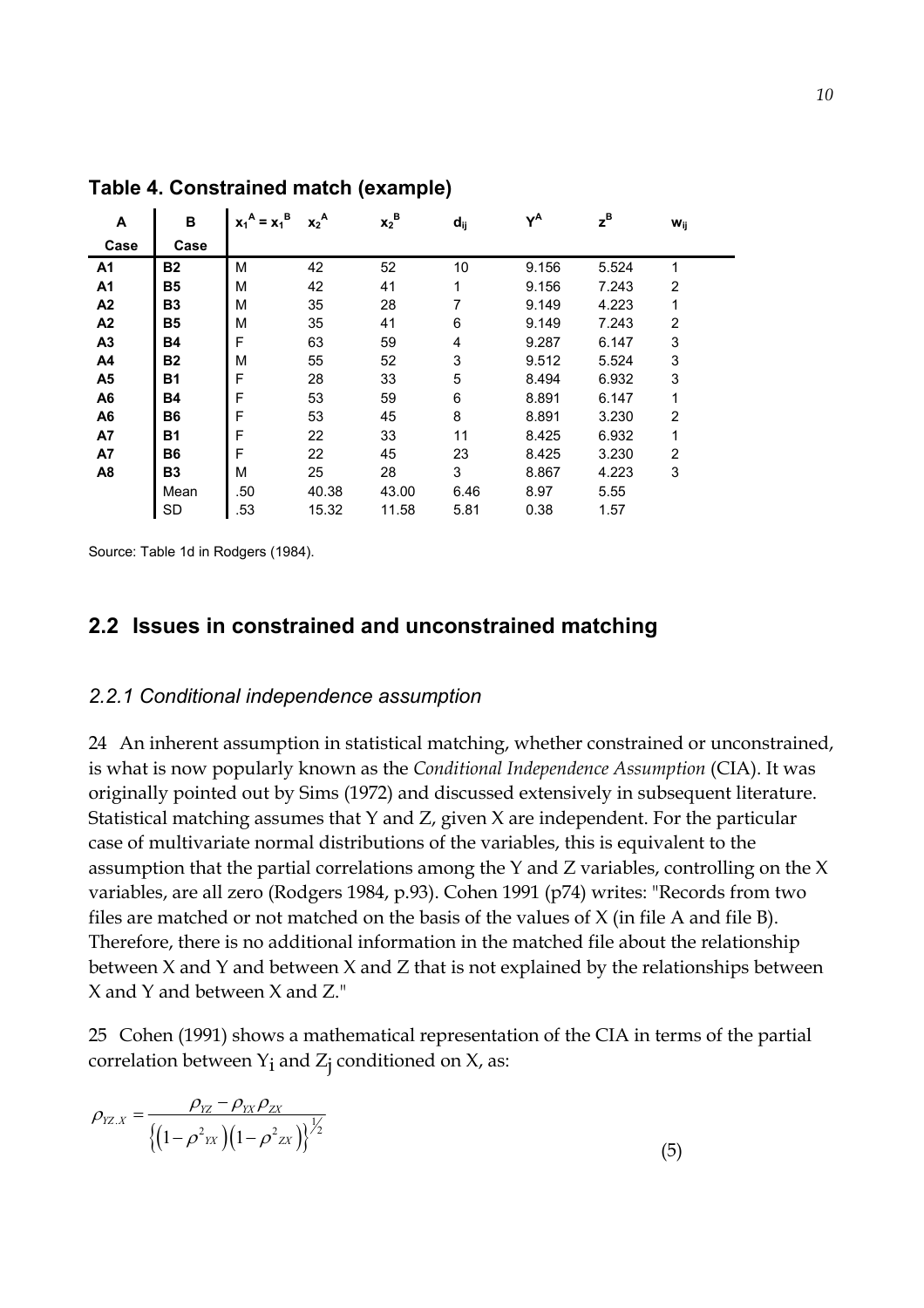**Table 4. Constrained match (example)**

| A Case | B Case | $x_1^A = x_1^B$ | $x_2^A$ | $x_2^B$ | $d_{ij}$ | $Y^A$ | $z^B$ | $w_{ij}$ |
|---|---|---|---|---|---|---|---|---|
| **A1** | **B2** | M | 42 | 52 | 10 | 9.156 | 5.524 | 1 |
| **A1** | **B5** | M | 42 | 41 | 1 | 9.156 | 7.243 | 2 |
| **A2** | **B3** | M | 35 | 28 | 7 | 9.149 | 4.223 | 1 |
| **A2** | **B5** | M | 35 | 41 | 6 | 9.149 | 7.243 | 2 |
| **A3** | **B4** | F | 63 | 59 | 4 | 9.287 | 6.147 | 3 |
| **A4** | **B2** | M | 55 | 52 | 3 | 9.512 | 5.524 | 3 |
| **A5** | **B1** | F | 28 | 33 | 5 | 8.494 | 6.932 | 3 |
| **A6** | **B4** | F | 53 | 59 | 6 | 8.891 | 6.147 | 1 |
| **A6** | **B6** | F | 53 | 45 | 8 | 8.891 | 3.230 | 2 |
| **A7** | **B1** | F | 22 | 33 | 11 | 8.425 | 6.932 | 1 |
| **A7** | **B6** | F | 22 | 45 | 23 | 8.425 | 3.230 | 2 |
| **A8** | **B3** | M | 25 | 28 | 3 | 8.867 | 4.223 | 3 |
| | Mean | .50 | 40.38 | 43.00 | 6.46 | 8.97 | 5.55 | |
| | SD | .53 | 15.32 | 11.58 | 5.81 | 0.38 | 1.57 | |

Source: Table 1d in Rodgers (1984).

## 2.2 Issues in constrained and unconstrained matching

### *2.2.1 Conditional independence assumption*

24 An inherent assumption in statistical matching, whether constrained or unconstrained, is what is now popularly known as the *Conditional Independence Assumption* (CIA). It was originally pointed out by Sims (1972) and discussed extensively in subsequent literature. Statistical matching assumes that Y and Z, given X are independent. For the particular case of multivariate normal distributions of the variables, this is equivalent to the assumption that the partial correlations among the Y and Z variables, controlling on the X variables, are all zero (Rodgers 1984, p.93). Cohen 1991 (p74) writes: "Records from two files are matched or not matched on the basis of the values of X (in file A and file B). Therefore, there is no additional information in the matched file about the relationship between X and Y and between X and Z that is not explained by the relationships between X and Y and between X and Z."

25 Cohen (1991) shows a mathematical representation of the CIA in terms of the partial correlation between $Y_i$ and $Z_j$ conditioned on X, as:

$$\rho_{YZ.X} = \frac{\rho_{YZ} - \rho_{YX}\rho_{ZX}}{\left\{\left(1-\rho^2{}_{YX}\right)\left(1-\rho^2{}_{ZX}\right)\right\}^{1/2}} \tag{5}$$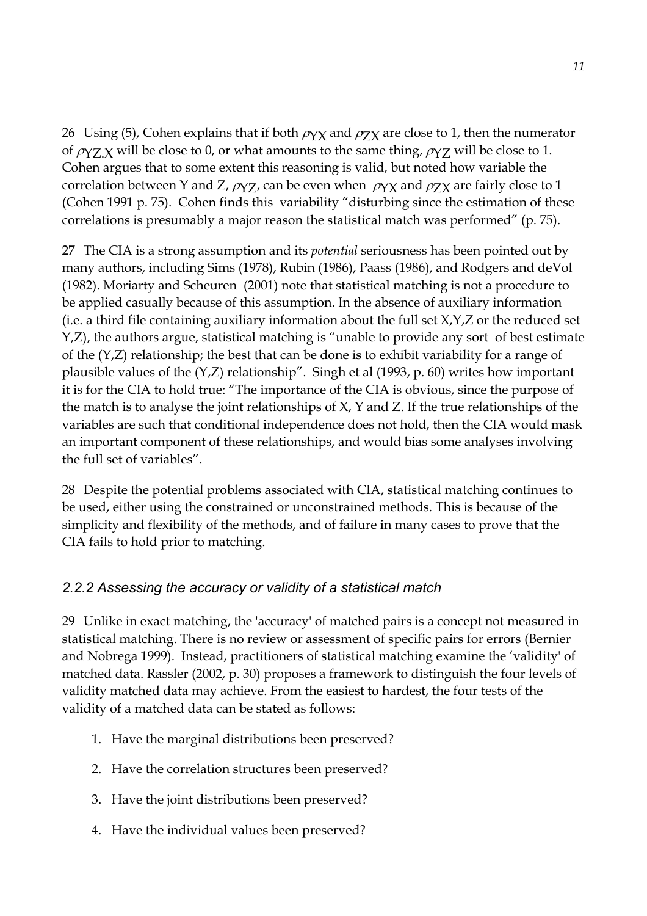26 Using (5), Cohen explains that if both $\rho_{YX}$ and $\rho_{ZX}$ are close to 1, then the numerator of $\rho_{YZ.X}$ will be close to 0, or what amounts to the same thing, $\rho_{YZ}$ will be close to 1. Cohen argues that to some extent this reasoning is valid, but noted how variable the correlation between Y and Z, $\rho_{YZ}$, can be even when $\rho_{YX}$ and $\rho_{ZX}$ are fairly close to 1 (Cohen 1991 p. 75). Cohen finds this variability "disturbing since the estimation of these correlations is presumably a major reason the statistical match was performed" (p. 75).

27 The CIA is a strong assumption and its *potential* seriousness has been pointed out by many authors, including Sims (1978), Rubin (1986), Paass (1986), and Rodgers and deVol (1982). Moriarty and Scheuren (2001) note that statistical matching is not a procedure to be applied casually because of this assumption. In the absence of auxiliary information (i.e. a third file containing auxiliary information about the full set X,Y,Z or the reduced set Y,Z), the authors argue, statistical matching is "unable to provide any sort of best estimate of the (Y,Z) relationship; the best that can be done is to exhibit variability for a range of plausible values of the (Y,Z) relationship". Singh et al (1993, p. 60) writes how important it is for the CIA to hold true: "The importance of the CIA is obvious, since the purpose of the match is to analyse the joint relationships of X, Y and Z. If the true relationships of the variables are such that conditional independence does not hold, then the CIA would mask an important component of these relationships, and would bias some analyses involving the full set of variables".

28 Despite the potential problems associated with CIA, statistical matching continues to be used, either using the constrained or unconstrained methods. This is because of the simplicity and flexibility of the methods, and of failure in many cases to prove that the CIA fails to hold prior to matching.

### *2.2.2 Assessing the accuracy or validity of a statistical match*

29 Unlike in exact matching, the 'accuracy' of matched pairs is a concept not measured in statistical matching. There is no review or assessment of specific pairs for errors (Bernier and Nobrega 1999). Instead, practitioners of statistical matching examine the 'validity' of matched data. Rassler (2002, p. 30) proposes a framework to distinguish the four levels of validity matched data may achieve. From the easiest to hardest, the four tests of the validity of a matched data can be stated as follows:

1. Have the marginal distributions been preserved?
2. Have the correlation structures been preserved?
3. Have the joint distributions been preserved?
4. Have the individual values been preserved?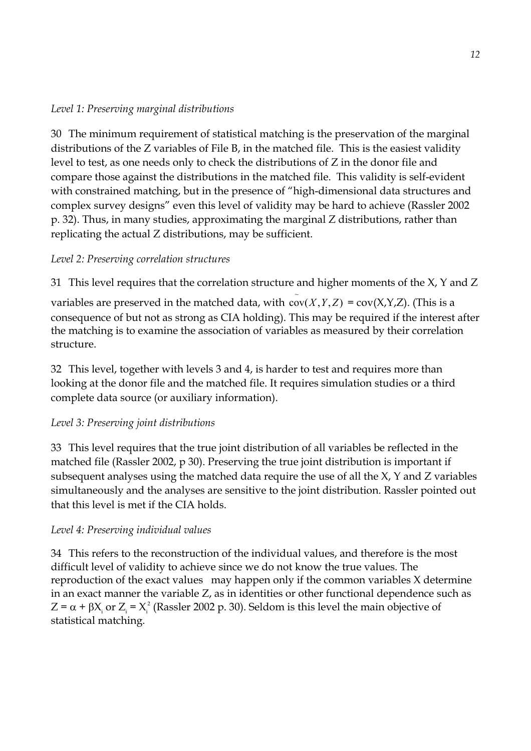*Level 1: Preserving marginal distributions*

30 The minimum requirement of statistical matching is the preservation of the marginal distributions of the Z variables of File B, in the matched file. This is the easiest validity level to test, as one needs only to check the distributions of Z in the donor file and compare those against the distributions in the matched file. This validity is self-evident with constrained matching, but in the presence of "high-dimensional data structures and complex survey designs" even this level of validity may be hard to achieve (Rassler 2002 p. 32). Thus, in many studies, approximating the marginal Z distributions, rather than replicating the actual Z distributions, may be sufficient.

*Level 2: Preserving correlation structures*

31 This level requires that the correlation structure and higher moments of the X, Y and Z variables are preserved in the matched data, with $\tilde{\text{cov}}(X,Y,Z)$ = cov(X,Y,Z). (This is a consequence of but not as strong as CIA holding). This may be required if the interest after the matching is to examine the association of variables as measured by their correlation structure.

32 This level, together with levels 3 and 4, is harder to test and requires more than looking at the donor file and the matched file. It requires simulation studies or a third complete data source (or auxiliary information).

*Level 3: Preserving joint distributions*

33 This level requires that the true joint distribution of all variables be reflected in the matched file (Rassler 2002, p 30). Preserving the true joint distribution is important if subsequent analyses using the matched data require the use of all the X, Y and Z variables simultaneously and the analyses are sensitive to the joint distribution. Rassler pointed out that this level is met if the CIA holds.

*Level 4: Preserving individual values*

34 This refers to the reconstruction of the individual values, and therefore is the most difficult level of validity to achieve since we do not know the true values. The reproduction of the exact values may happen only if the common variables X determine in an exact manner the variable Z, as in identities or other functional dependence such as $Z = \alpha + \beta X_i$ or $Z_i = X_i^2$ (Rassler 2002 p. 30). Seldom is this level the main objective of statistical matching.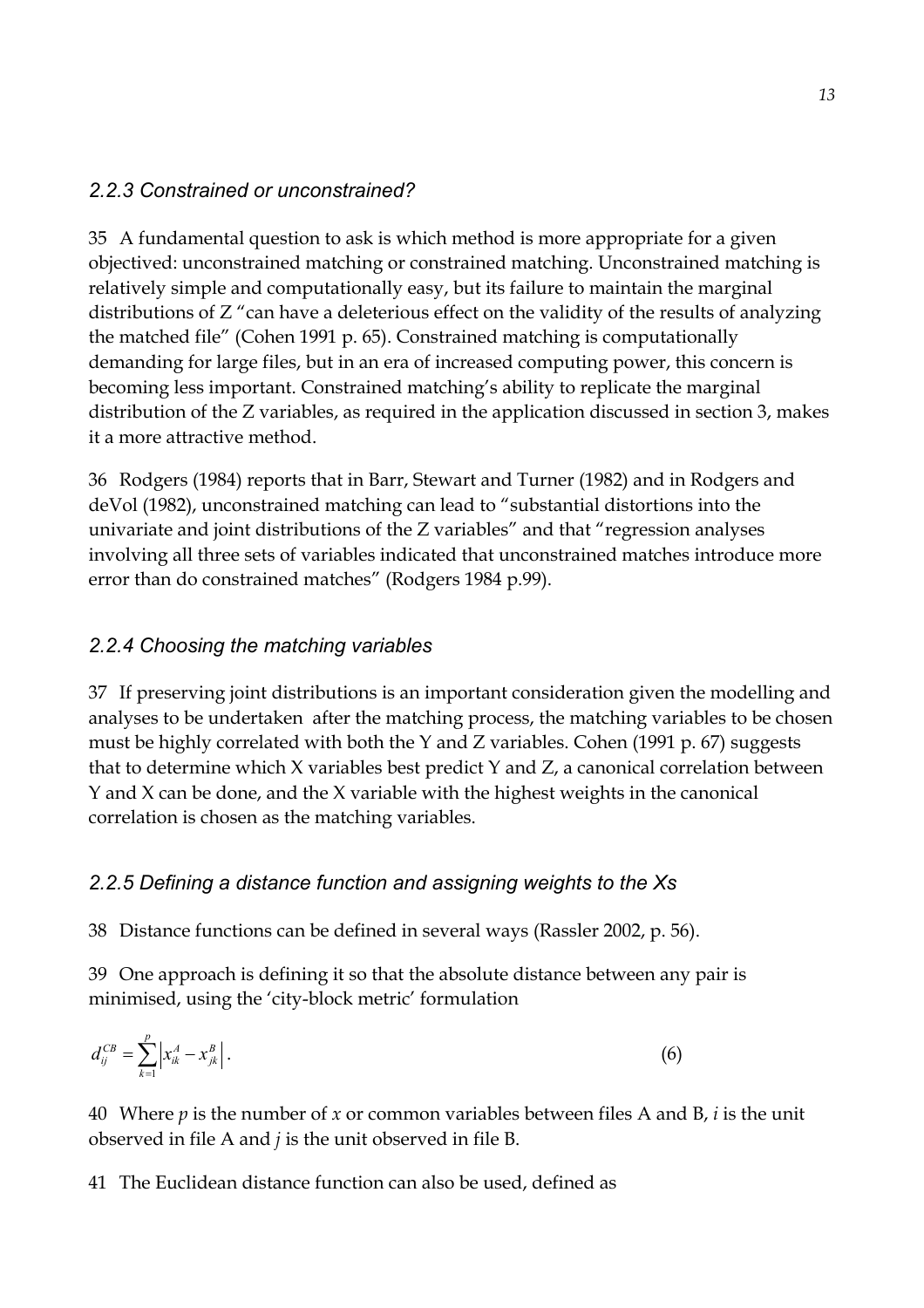### *2.2.3 Constrained or unconstrained?*

35 A fundamental question to ask is which method is more appropriate for a given objectived: unconstrained matching or constrained matching. Unconstrained matching is relatively simple and computationally easy, but its failure to maintain the marginal distributions of Z "can have a deleterious effect on the validity of the results of analyzing the matched file" (Cohen 1991 p. 65). Constrained matching is computationally demanding for large files, but in an era of increased computing power, this concern is becoming less important. Constrained matching's ability to replicate the marginal distribution of the Z variables, as required in the application discussed in section 3, makes it a more attractive method.

36 Rodgers (1984) reports that in Barr, Stewart and Turner (1982) and in Rodgers and deVol (1982), unconstrained matching can lead to "substantial distortions into the univariate and joint distributions of the Z variables" and that "regression analyses involving all three sets of variables indicated that unconstrained matches introduce more error than do constrained matches" (Rodgers 1984 p.99).

### *2.2.4 Choosing the matching variables*

37 If preserving joint distributions is an important consideration given the modelling and analyses to be undertaken after the matching process, the matching variables to be chosen must be highly correlated with both the Y and Z variables. Cohen (1991 p. 67) suggests that to determine which X variables best predict Y and Z, a canonical correlation between Y and X can be done, and the X variable with the highest weights in the canonical correlation is chosen as the matching variables.

### *2.2.5 Defining a distance function and assigning weights to the Xs*

38 Distance functions can be defined in several ways (Rassler 2002, p. 56).

39 One approach is defining it so that the absolute distance between any pair is minimised, using the 'city-block metric' formulation

$$d_{ij}^{CB} = \sum_{k=1}^{p} \left| x_{ik}^{A} - x_{jk}^{B} \right| . \tag{6}$$

40 Where $p$ is the number of $x$ or common variables between files A and B, $i$ is the unit observed in file A and $j$ is the unit observed in file B.

41 The Euclidean distance function can also be used, defined as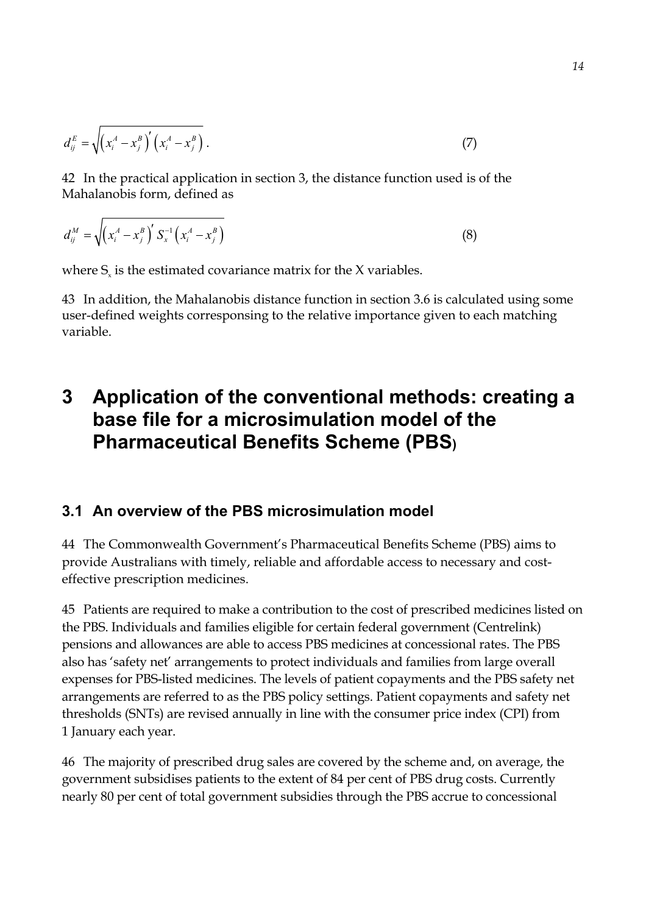$$d_{ij}^{E} = \sqrt{\left(x_i^A - x_j^B\right)' \left(x_i^A - x_j^B\right)} \,. \tag{7}$$

42 In the practical application in section 3, the distance function used is of the Mahalanobis form, defined as

$$d_{ij}^{M} = \sqrt{\left(x_i^A - x_j^B\right)' S_x^{-1} \left(x_i^A - x_j^B\right)} \tag{8}$$

where $S_x$ is the estimated covariance matrix for the X variables.

43 In addition, the Mahalanobis distance function in section 3.6 is calculated using some user-defined weights corresponsing to the relative importance given to each matching variable.

# 3 Application of the conventional methods: creating a base file for a microsimulation model of the Pharmaceutical Benefits Scheme (PBS)

## 3.1 An overview of the PBS microsimulation model

44 The Commonwealth Government's Pharmaceutical Benefits Scheme (PBS) aims to provide Australians with timely, reliable and affordable access to necessary and cost-effective prescription medicines.

45 Patients are required to make a contribution to the cost of prescribed medicines listed on the PBS. Individuals and families eligible for certain federal government (Centrelink) pensions and allowances are able to access PBS medicines at concessional rates. The PBS also has 'safety net' arrangements to protect individuals and families from large overall expenses for PBS-listed medicines. The levels of patient copayments and the PBS safety net arrangements are referred to as the PBS policy settings. Patient copayments and safety net thresholds (SNTs) are revised annually in line with the consumer price index (CPI) from 1 January each year.

46 The majority of prescribed drug sales are covered by the scheme and, on average, the government subsidises patients to the extent of 84 per cent of PBS drug costs. Currently nearly 80 per cent of total government subsidies through the PBS accrue to concessional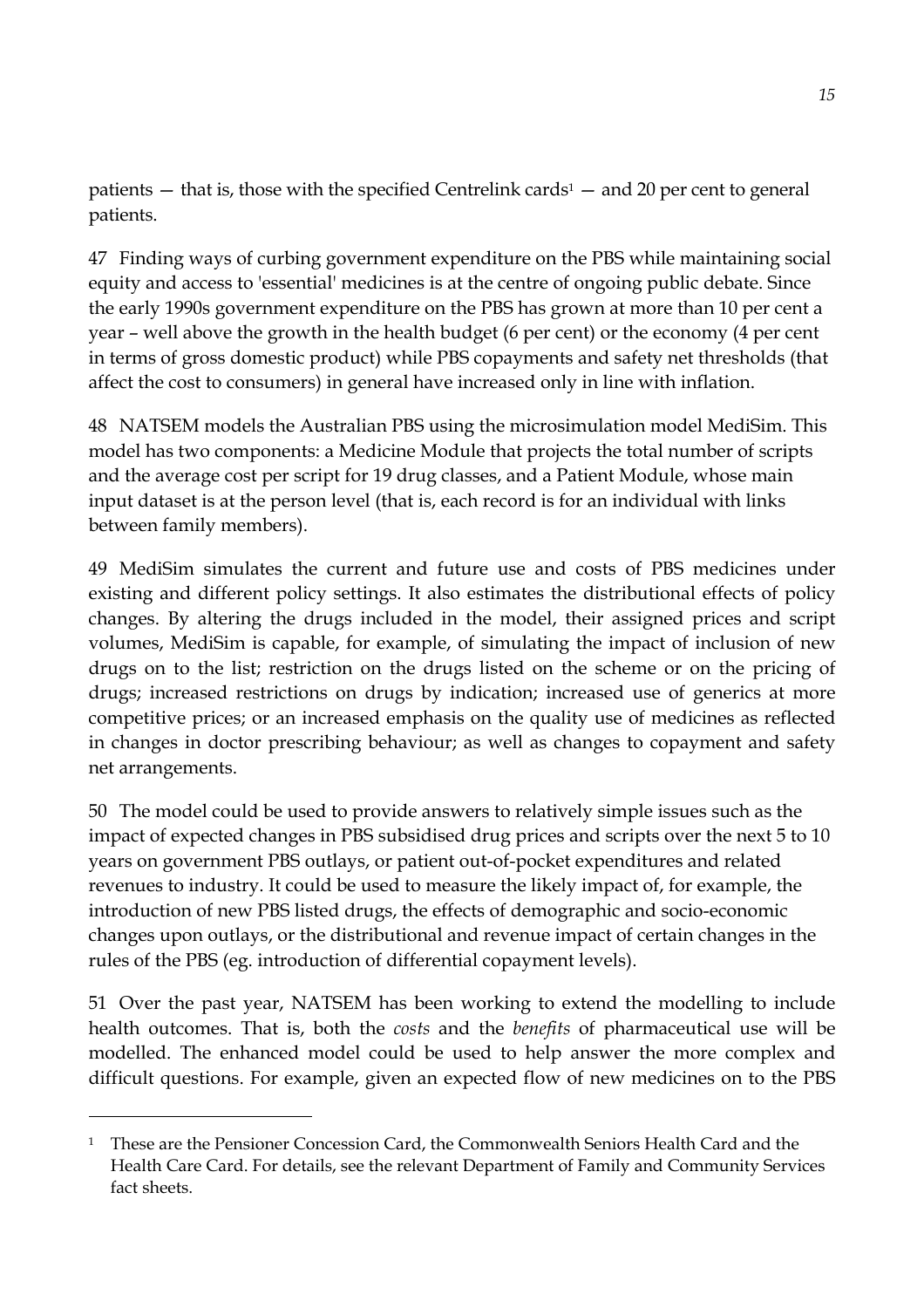patients — that is, those with the specified Centrelink cards[1] — and 20 per cent to general patients.

47 Finding ways of curbing government expenditure on the PBS while maintaining social equity and access to 'essential' medicines is at the centre of ongoing public debate. Since the early 1990s government expenditure on the PBS has grown at more than 10 per cent a year – well above the growth in the health budget (6 per cent) or the economy (4 per cent in terms of gross domestic product) while PBS copayments and safety net thresholds (that affect the cost to consumers) in general have increased only in line with inflation.

48 NATSEM models the Australian PBS using the microsimulation model MediSim. This model has two components: a Medicine Module that projects the total number of scripts and the average cost per script for 19 drug classes, and a Patient Module, whose main input dataset is at the person level (that is, each record is for an individual with links between family members).

49 MediSim simulates the current and future use and costs of PBS medicines under existing and different policy settings. It also estimates the distributional effects of policy changes. By altering the drugs included in the model, their assigned prices and script volumes, MediSim is capable, for example, of simulating the impact of inclusion of new drugs on to the list; restriction on the drugs listed on the scheme or on the pricing of drugs; increased restrictions on drugs by indication; increased use of generics at more competitive prices; or an increased emphasis on the quality use of medicines as reflected in changes in doctor prescribing behaviour; as well as changes to copayment and safety net arrangements.

50 The model could be used to provide answers to relatively simple issues such as the impact of expected changes in PBS subsidised drug prices and scripts over the next 5 to 10 years on government PBS outlays, or patient out-of-pocket expenditures and related revenues to industry. It could be used to measure the likely impact of, for example, the introduction of new PBS listed drugs, the effects of demographic and socio-economic changes upon outlays, or the distributional and revenue impact of certain changes in the rules of the PBS (eg. introduction of differential copayment levels).

51 Over the past year, NATSEM has been working to extend the modelling to include health outcomes. That is, both the *costs* and the *benefits* of pharmaceutical use will be modelled. The enhanced model could be used to help answer the more complex and difficult questions. For example, given an expected flow of new medicines on to the PBS

---

[1] These are the Pensioner Concession Card, the Commonwealth Seniors Health Card and the Health Care Card. For details, see the relevant Department of Family and Community Services fact sheets.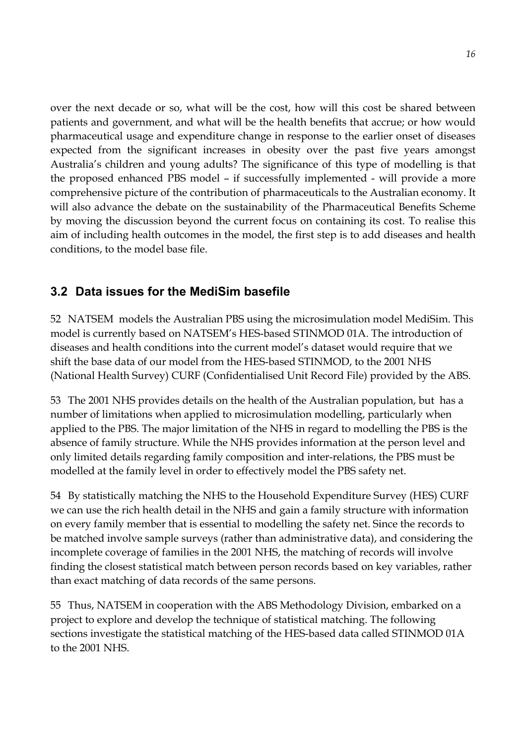over the next decade or so, what will be the cost, how will this cost be shared between patients and government, and what will be the health benefits that accrue; or how would pharmaceutical usage and expenditure change in response to the earlier onset of diseases expected from the significant increases in obesity over the past five years amongst Australia's children and young adults? The significance of this type of modelling is that the proposed enhanced PBS model – if successfully implemented - will provide a more comprehensive picture of the contribution of pharmaceuticals to the Australian economy. It will also advance the debate on the sustainability of the Pharmaceutical Benefits Scheme by moving the discussion beyond the current focus on containing its cost. To realise this aim of including health outcomes in the model, the first step is to add diseases and health conditions, to the model base file.

## 3.2 Data issues for the MediSim basefile

52 NATSEM models the Australian PBS using the microsimulation model MediSim. This model is currently based on NATSEM's HES-based STINMOD 01A. The introduction of diseases and health conditions into the current model's dataset would require that we shift the base data of our model from the HES-based STINMOD, to the 2001 NHS (National Health Survey) CURF (Confidentialised Unit Record File) provided by the ABS.

53 The 2001 NHS provides details on the health of the Australian population, but has a number of limitations when applied to microsimulation modelling, particularly when applied to the PBS. The major limitation of the NHS in regard to modelling the PBS is the absence of family structure. While the NHS provides information at the person level and only limited details regarding family composition and inter-relations, the PBS must be modelled at the family level in order to effectively model the PBS safety net.

54 By statistically matching the NHS to the Household Expenditure Survey (HES) CURF we can use the rich health detail in the NHS and gain a family structure with information on every family member that is essential to modelling the safety net. Since the records to be matched involve sample surveys (rather than administrative data), and considering the incomplete coverage of families in the 2001 NHS, the matching of records will involve finding the closest statistical match between person records based on key variables, rather than exact matching of data records of the same persons.

55 Thus, NATSEM in cooperation with the ABS Methodology Division, embarked on a project to explore and develop the technique of statistical matching. The following sections investigate the statistical matching of the HES-based data called STINMOD 01A to the 2001 NHS.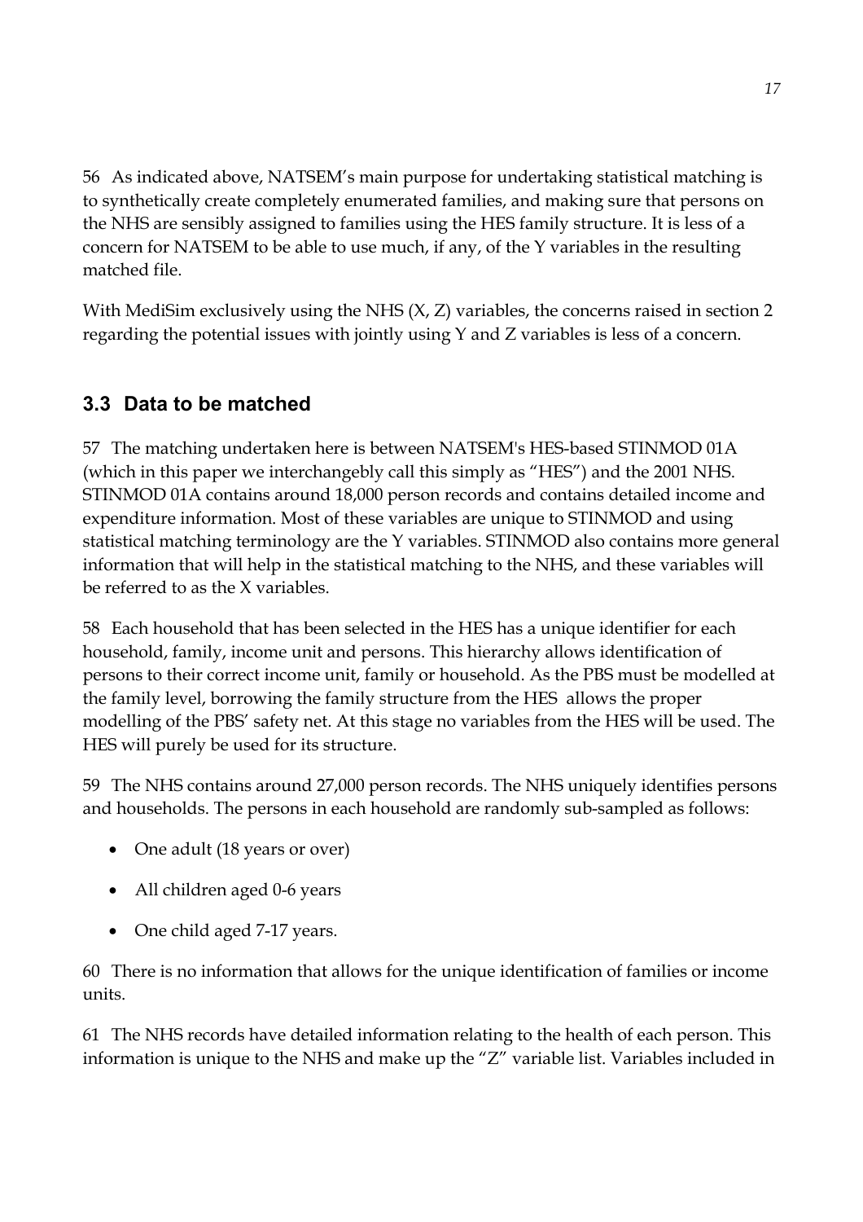56 As indicated above, NATSEM's main purpose for undertaking statistical matching is to synthetically create completely enumerated families, and making sure that persons on the NHS are sensibly assigned to families using the HES family structure. It is less of a concern for NATSEM to be able to use much, if any, of the Y variables in the resulting matched file.

With MediSim exclusively using the NHS (X, Z) variables, the concerns raised in section 2 regarding the potential issues with jointly using Y and Z variables is less of a concern.

## 3.3 Data to be matched

57 The matching undertaken here is between NATSEM's HES-based STINMOD 01A (which in this paper we interchangebly call this simply as "HES") and the 2001 NHS. STINMOD 01A contains around 18,000 person records and contains detailed income and expenditure information. Most of these variables are unique to STINMOD and using statistical matching terminology are the Y variables. STINMOD also contains more general information that will help in the statistical matching to the NHS, and these variables will be referred to as the X variables.

58 Each household that has been selected in the HES has a unique identifier for each household, family, income unit and persons. This hierarchy allows identification of persons to their correct income unit, family or household. As the PBS must be modelled at the family level, borrowing the family structure from the HES allows the proper modelling of the PBS' safety net. At this stage no variables from the HES will be used. The HES will purely be used for its structure.

59 The NHS contains around 27,000 person records. The NHS uniquely identifies persons and households. The persons in each household are randomly sub-sampled as follows:

- One adult (18 years or over)
- All children aged 0-6 years
- One child aged 7-17 years.

60 There is no information that allows for the unique identification of families or income units.

61 The NHS records have detailed information relating to the health of each person. This information is unique to the NHS and make up the "Z" variable list. Variables included in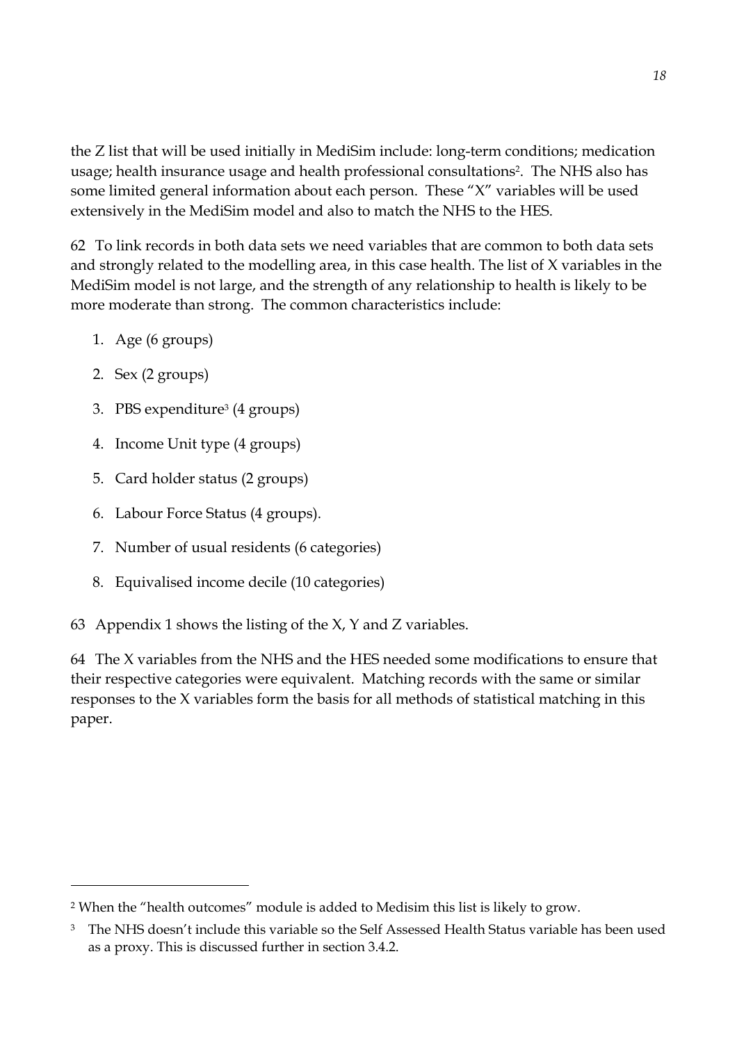the Z list that will be used initially in MediSim include: long-term conditions; medication usage; health insurance usage and health professional consultations[2]. The NHS also has some limited general information about each person. These "X" variables will be used extensively in the MediSim model and also to match the NHS to the HES.

62 To link records in both data sets we need variables that are common to both data sets and strongly related to the modelling area, in this case health. The list of X variables in the MediSim model is not large, and the strength of any relationship to health is likely to be more moderate than strong. The common characteristics include:

1. Age (6 groups)
2. Sex (2 groups)
3. PBS expenditure[3] (4 groups)
4. Income Unit type (4 groups)
5. Card holder status (2 groups)
6. Labour Force Status (4 groups).
7. Number of usual residents (6 categories)
8. Equivalised income decile (10 categories)

63 Appendix 1 shows the listing of the X, Y and Z variables.

64 The X variables from the NHS and the HES needed some modifications to ensure that their respective categories were equivalent. Matching records with the same or similar responses to the X variables form the basis for all methods of statistical matching in this paper.

---

[2] When the "health outcomes" module is added to Medisim this list is likely to grow.

[3] The NHS doesn't include this variable so the Self Assessed Health Status variable has been used as a proxy. This is discussed further in section 3.4.2.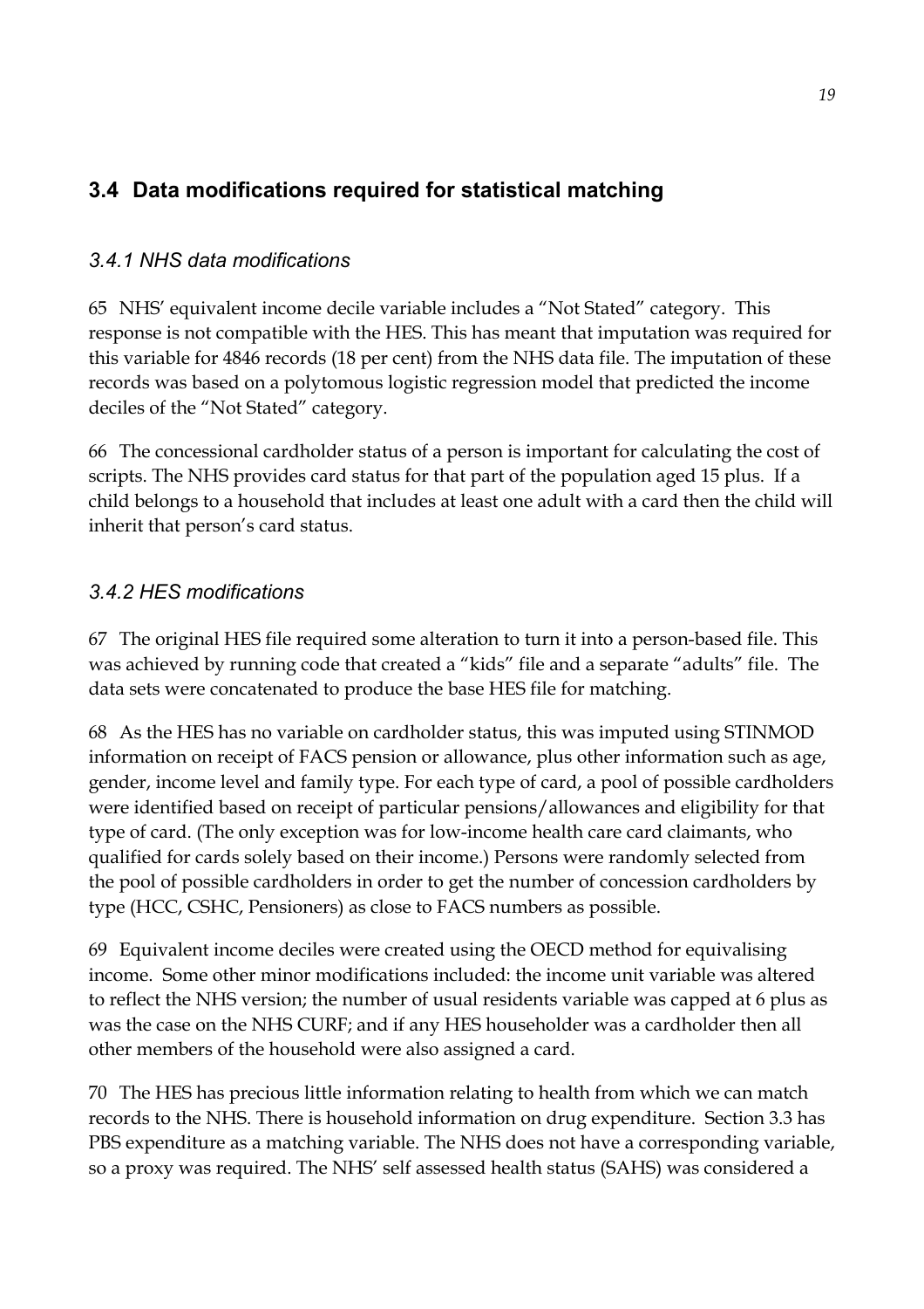## 3.4 Data modifications required for statistical matching

### *3.4.1 NHS data modifications*

65 NHS' equivalent income decile variable includes a "Not Stated" category. This response is not compatible with the HES. This has meant that imputation was required for this variable for 4846 records (18 per cent) from the NHS data file. The imputation of these records was based on a polytomous logistic regression model that predicted the income deciles of the "Not Stated" category.

66 The concessional cardholder status of a person is important for calculating the cost of scripts. The NHS provides card status for that part of the population aged 15 plus. If a child belongs to a household that includes at least one adult with a card then the child will inherit that person's card status.

### *3.4.2 HES modifications*

67 The original HES file required some alteration to turn it into a person-based file. This was achieved by running code that created a "kids" file and a separate "adults" file. The data sets were concatenated to produce the base HES file for matching.

68 As the HES has no variable on cardholder status, this was imputed using STINMOD information on receipt of FACS pension or allowance, plus other information such as age, gender, income level and family type. For each type of card, a pool of possible cardholders were identified based on receipt of particular pensions/allowances and eligibility for that type of card. (The only exception was for low-income health care card claimants, who qualified for cards solely based on their income.) Persons were randomly selected from the pool of possible cardholders in order to get the number of concession cardholders by type (HCC, CSHC, Pensioners) as close to FACS numbers as possible.

69 Equivalent income deciles were created using the OECD method for equivalising income. Some other minor modifications included: the income unit variable was altered to reflect the NHS version; the number of usual residents variable was capped at 6 plus as was the case on the NHS CURF; and if any HES householder was a cardholder then all other members of the household were also assigned a card.

70 The HES has precious little information relating to health from which we can match records to the NHS. There is household information on drug expenditure. Section 3.3 has PBS expenditure as a matching variable. The NHS does not have a corresponding variable, so a proxy was required. The NHS' self assessed health status (SAHS) was considered a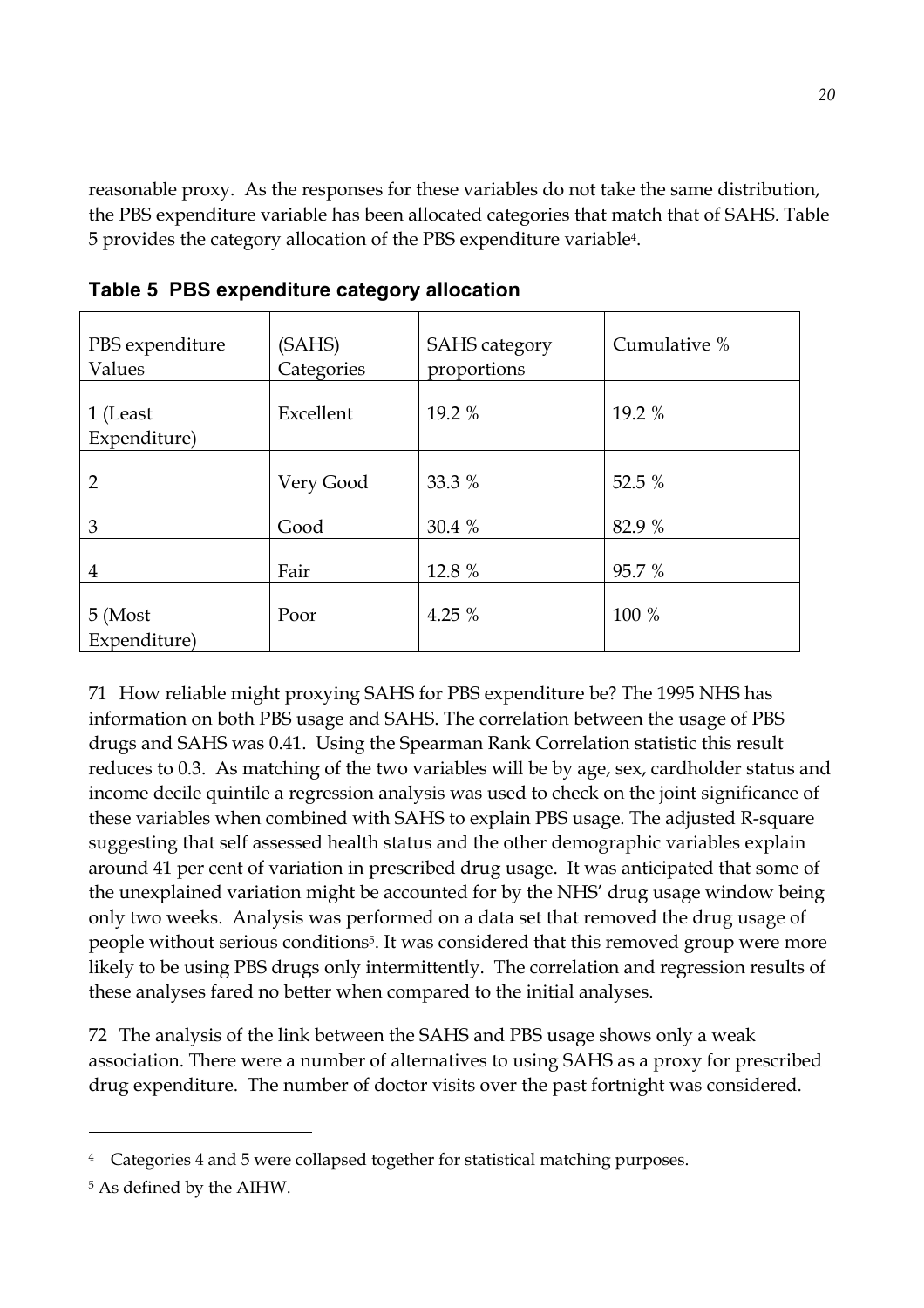reasonable proxy. As the responses for these variables do not take the same distribution, the PBS expenditure variable has been allocated categories that match that of SAHS. Table 5 provides the category allocation of the PBS expenditure variable[4].

**Table 5 PBS expenditure category allocation**

| PBS expenditure Values | (SAHS) Categories | SAHS category proportions | Cumulative % |
|---|---|---|---|
| 1 (Least Expenditure) | Excellent | 19.2 % | 19.2 % |
| 2 | Very Good | 33.3 % | 52.5 % |
| 3 | Good | 30.4 % | 82.9 % |
| 4 | Fair | 12.8 % | 95.7 % |
| 5 (Most Expenditure) | Poor | 4.25 % | 100 % |

71 How reliable might proxying SAHS for PBS expenditure be? The 1995 NHS has information on both PBS usage and SAHS. The correlation between the usage of PBS drugs and SAHS was 0.41. Using the Spearman Rank Correlation statistic this result reduces to 0.3. As matching of the two variables will be by age, sex, cardholder status and income decile quintile a regression analysis was used to check on the joint significance of these variables when combined with SAHS to explain PBS usage. The adjusted R-square suggesting that self assessed health status and the other demographic variables explain around 41 per cent of variation in prescribed drug usage. It was anticipated that some of the unexplained variation might be accounted for by the NHS' drug usage window being only two weeks. Analysis was performed on a data set that removed the drug usage of people without serious conditions[5]. It was considered that this removed group were more likely to be using PBS drugs only intermittently. The correlation and regression results of these analyses fared no better when compared to the initial analyses.

72 The analysis of the link between the SAHS and PBS usage shows only a weak association. There were a number of alternatives to using SAHS as a proxy for prescribed drug expenditure. The number of doctor visits over the past fortnight was considered.

---

[4] Categories 4 and 5 were collapsed together for statistical matching purposes.

[5] As defined by the AIHW.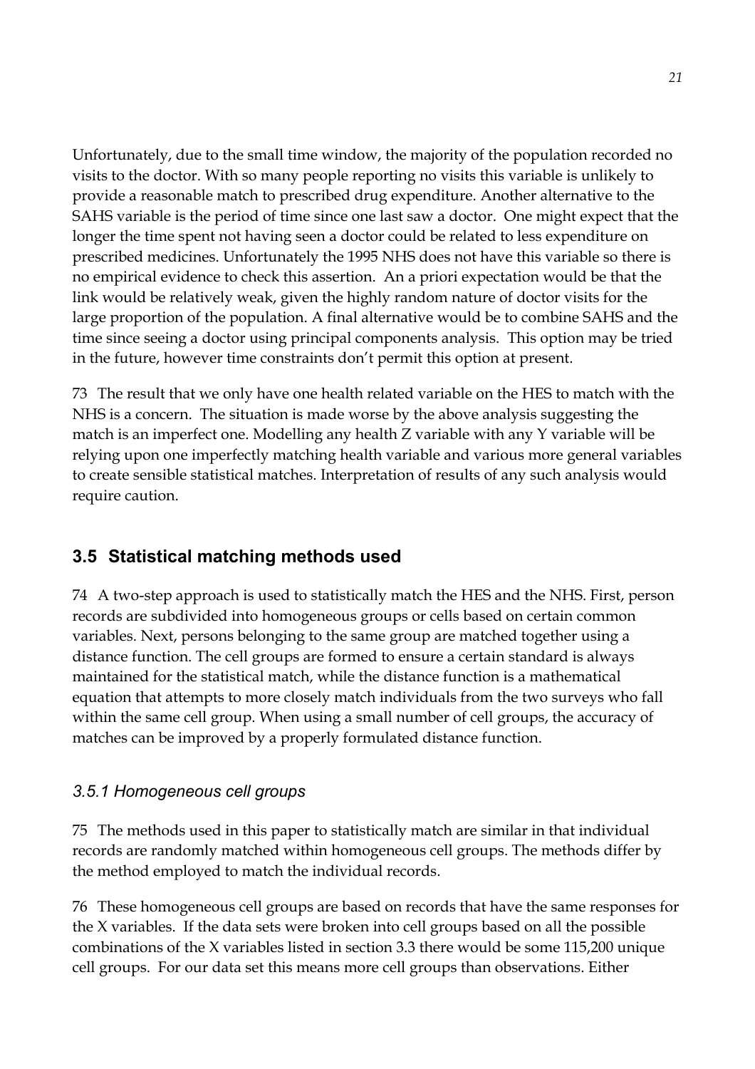Unfortunately, due to the small time window, the majority of the population recorded no visits to the doctor. With so many people reporting no visits this variable is unlikely to provide a reasonable match to prescribed drug expenditure. Another alternative to the SAHS variable is the period of time since one last saw a doctor. One might expect that the longer the time spent not having seen a doctor could be related to less expenditure on prescribed medicines. Unfortunately the 1995 NHS does not have this variable so there is no empirical evidence to check this assertion. An a priori expectation would be that the link would be relatively weak, given the highly random nature of doctor visits for the large proportion of the population. A final alternative would be to combine SAHS and the time since seeing a doctor using principal components analysis. This option may be tried in the future, however time constraints don't permit this option at present.

73 The result that we only have one health related variable on the HES to match with the NHS is a concern. The situation is made worse by the above analysis suggesting the match is an imperfect one. Modelling any health Z variable with any Y variable will be relying upon one imperfectly matching health variable and various more general variables to create sensible statistical matches. Interpretation of results of any such analysis would require caution.

## 3.5 Statistical matching methods used

74 A two-step approach is used to statistically match the HES and the NHS. First, person records are subdivided into homogeneous groups or cells based on certain common variables. Next, persons belonging to the same group are matched together using a distance function. The cell groups are formed to ensure a certain standard is always maintained for the statistical match, while the distance function is a mathematical equation that attempts to more closely match individuals from the two surveys who fall within the same cell group. When using a small number of cell groups, the accuracy of matches can be improved by a properly formulated distance function.

### *3.5.1 Homogeneous cell groups*

75 The methods used in this paper to statistically match are similar in that individual records are randomly matched within homogeneous cell groups. The methods differ by the method employed to match the individual records.

76 These homogeneous cell groups are based on records that have the same responses for the X variables. If the data sets were broken into cell groups based on all the possible combinations of the X variables listed in section 3.3 there would be some 115,200 unique cell groups. For our data set this means more cell groups than observations. Either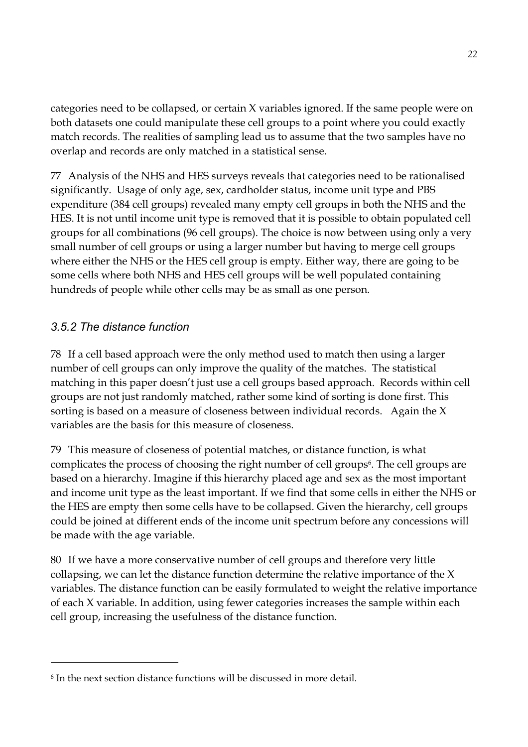categories need to be collapsed, or certain X variables ignored. If the same people were on both datasets one could manipulate these cell groups to a point where you could exactly match records. The realities of sampling lead us to assume that the two samples have no overlap and records are only matched in a statistical sense.

77 Analysis of the NHS and HES surveys reveals that categories need to be rationalised significantly. Usage of only age, sex, cardholder status, income unit type and PBS expenditure (384 cell groups) revealed many empty cell groups in both the NHS and the HES. It is not until income unit type is removed that it is possible to obtain populated cell groups for all combinations (96 cell groups). The choice is now between using only a very small number of cell groups or using a larger number but having to merge cell groups where either the NHS or the HES cell group is empty. Either way, there are going to be some cells where both NHS and HES cell groups will be well populated containing hundreds of people while other cells may be as small as one person.

### *3.5.2 The distance function*

78 If a cell based approach were the only method used to match then using a larger number of cell groups can only improve the quality of the matches. The statistical matching in this paper doesn't just use a cell groups based approach. Records within cell groups are not just randomly matched, rather some kind of sorting is done first. This sorting is based on a measure of closeness between individual records. Again the X variables are the basis for this measure of closeness.

79 This measure of closeness of potential matches, or distance function, is what complicates the process of choosing the right number of cell groups[6]. The cell groups are based on a hierarchy. Imagine if this hierarchy placed age and sex as the most important and income unit type as the least important. If we find that some cells in either the NHS or the HES are empty then some cells have to be collapsed. Given the hierarchy, cell groups could be joined at different ends of the income unit spectrum before any concessions will be made with the age variable.

80 If we have a more conservative number of cell groups and therefore very little collapsing, we can let the distance function determine the relative importance of the X variables. The distance function can be easily formulated to weight the relative importance of each X variable. In addition, using fewer categories increases the sample within each cell group, increasing the usefulness of the distance function.

---

[6] In the next section distance functions will be discussed in more detail.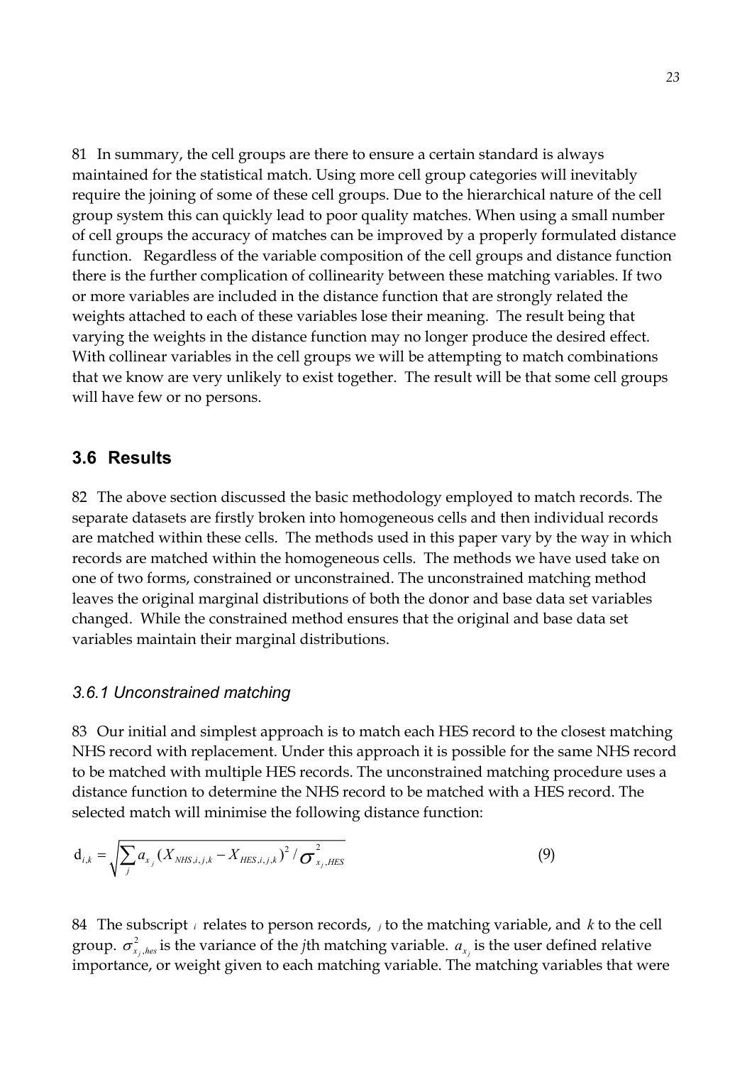81 In summary, the cell groups are there to ensure a certain standard is always maintained for the statistical match. Using more cell group categories will inevitably require the joining of some of these cell groups. Due to the hierarchical nature of the cell group system this can quickly lead to poor quality matches. When using a small number of cell groups the accuracy of matches can be improved by a properly formulated distance function. Regardless of the variable composition of the cell groups and distance function there is the further complication of collinearity between these matching variables. If two or more variables are included in the distance function that are strongly related the weights attached to each of these variables lose their meaning. The result being that varying the weights in the distance function may no longer produce the desired effect. With collinear variables in the cell groups we will be attempting to match combinations that we know are very unlikely to exist together. The result will be that some cell groups will have few or no persons.

## 3.6 Results

82 The above section discussed the basic methodology employed to match records. The separate datasets are firstly broken into homogeneous cells and then individual records are matched within these cells. The methods used in this paper vary by the way in which records are matched within the homogeneous cells. The methods we have used take on one of two forms, constrained or unconstrained. The unconstrained matching method leaves the original marginal distributions of both the donor and base data set variables changed. While the constrained method ensures that the original and base data set variables maintain their marginal distributions.

### *3.6.1 Unconstrained matching*

83 Our initial and simplest approach is to match each HES record to the closest matching NHS record with replacement. Under this approach it is possible for the same NHS record to be matched with multiple HES records. The unconstrained matching procedure uses a distance function to determine the NHS record to be matched with a HES record. The selected match will minimise the following distance function:

$$\mathrm{d}_{i,k} = \sqrt{\sum_j a_{x_j} (X_{NHS,i,j,k} - X_{HES,i,j,k})^2 / \sigma^2_{x_j,HES}} \tag{9}$$

84 The subscript $i$ relates to person records, $j$ to the matching variable, and $k$ to the cell group. $\sigma^2_{x_j,hes}$ is the variance of the *j*th matching variable. $a_{x_j}$ is the user defined relative importance, or weight given to each matching variable. The matching variables that were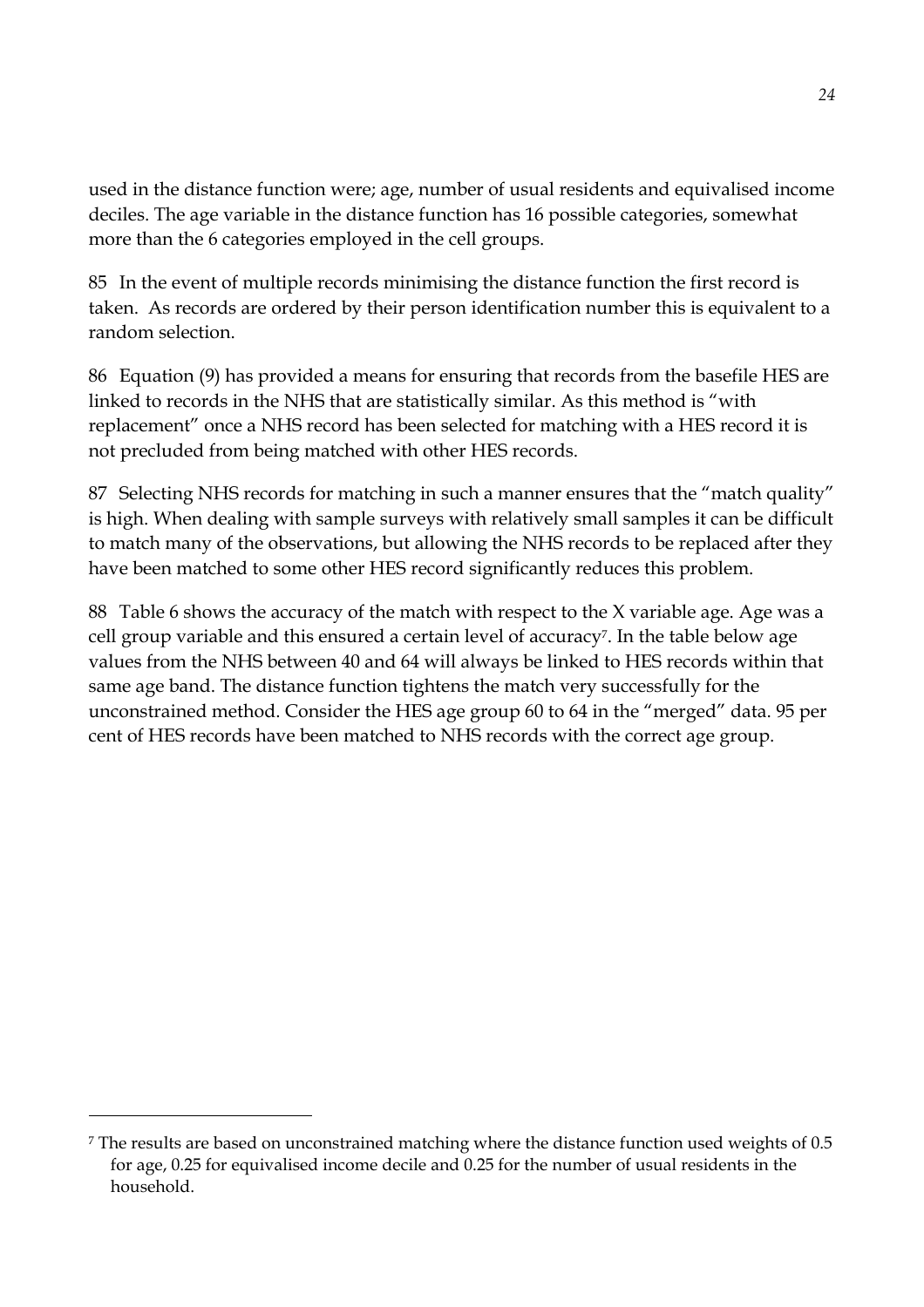used in the distance function were; age, number of usual residents and equivalised income deciles. The age variable in the distance function has 16 possible categories, somewhat more than the 6 categories employed in the cell groups.

85 In the event of multiple records minimising the distance function the first record is taken. As records are ordered by their person identification number this is equivalent to a random selection.

86 Equation (9) has provided a means for ensuring that records from the basefile HES are linked to records in the NHS that are statistically similar. As this method is "with replacement" once a NHS record has been selected for matching with a HES record it is not precluded from being matched with other HES records.

87 Selecting NHS records for matching in such a manner ensures that the "match quality" is high. When dealing with sample surveys with relatively small samples it can be difficult to match many of the observations, but allowing the NHS records to be replaced after they have been matched to some other HES record significantly reduces this problem.

88 Table 6 shows the accuracy of the match with respect to the X variable age. Age was a cell group variable and this ensured a certain level of accuracy[7]. In the table below age values from the NHS between 40 and 64 will always be linked to HES records within that same age band. The distance function tightens the match very successfully for the unconstrained method. Consider the HES age group 60 to 64 in the "merged" data. 95 per cent of HES records have been matched to NHS records with the correct age group.

---

[7] The results are based on unconstrained matching where the distance function used weights of 0.5 for age, 0.25 for equivalised income decile and 0.25 for the number of usual residents in the household.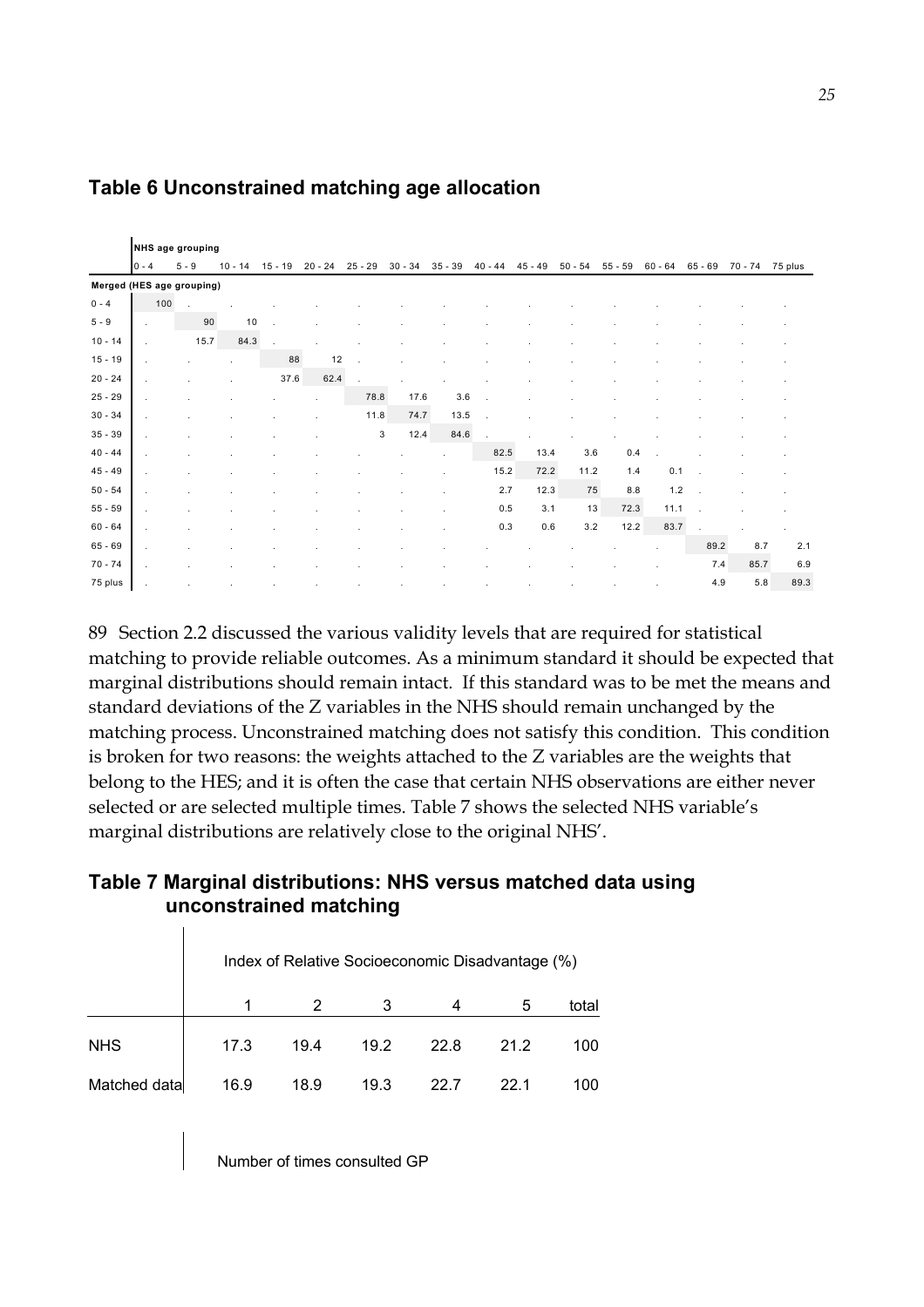## Table 6 Unconstrained matching age allocation

| | NHS age grouping | | | | | | | | | | | | | | | |
|---|---|---|---|---|---|---|---|---|---|---|---|---|---|---|---|---|
| | 0 - 4 | 5 - 9 | 10 - 14 | 15 - 19 | 20 - 24 | 25 - 29 | 30 - 34 | 35 - 39 | 40 - 44 | 45 - 49 | 50 - 54 | 55 - 59 | 60 - 64 | 65 - 69 | 70 - 74 | 75 plus |
| **Merged (HES age grouping)** | | | | | | | | | | | | | | | | |
| 0 - 4 | 100 | . | . | . | . | . | . | . | . | . | . | . | . | . | . | . |
| 5 - 9 | . | 90 | 10 | . | . | . | . | . | . | . | . | . | . | . | . | . |
| 10 - 14 | . | 15.7 | 84.3 | . | . | . | . | . | . | . | . | . | . | . | . | . |
| 15 - 19 | . | . | . | 88 | 12 | . | . | . | . | . | . | . | . | . | . | . |
| 20 - 24 | . | . | . | 37.6 | 62.4 | . | . | . | . | . | . | . | . | . | . | . |
| 25 - 29 | . | . | . | . | . | 78.8 | 17.6 | 3.6 | . | . | . | . | . | . | . | . |
| 30 - 34 | . | . | . | . | . | 11.8 | 74.7 | 13.5 | . | . | . | . | . | . | . | . |
| 35 - 39 | . | . | . | . | . | 3 | 12.4 | 84.6 | . | . | . | . | . | . | . | . |
| 40 - 44 | . | . | . | . | . | . | . | . | 82.5 | 13.4 | 3.6 | 0.4 | . | . | . | . |
| 45 - 49 | . | . | . | . | . | . | . | . | 15.2 | 72.2 | 11.2 | 1.4 | 0.1 | . | . | . |
| 50 - 54 | . | . | . | . | . | . | . | . | 2.7 | 12.3 | 75 | 8.8 | 1.2 | . | . | . |
| 55 - 59 | . | . | . | . | . | . | . | . | 0.5 | 3.1 | 13 | 72.3 | 11.1 | . | . | . |
| 60 - 64 | . | . | . | . | . | . | . | . | 0.3 | 0.6 | 3.2 | 12.2 | 83.7 | . | . | . |
| 65 - 69 | . | . | . | . | . | . | . | . | . | . | . | . | . | 89.2 | 8.7 | 2.1 |
| 70 - 74 | . | . | . | . | . | . | . | . | . | . | . | . | . | 7.4 | 85.7 | 6.9 |
| 75 plus | . | . | . | . | . | . | . | . | . | . | . | . | . | 4.9 | 5.8 | 89.3 |

89 Section 2.2 discussed the various validity levels that are required for statistical matching to provide reliable outcomes. As a minimum standard it should be expected that marginal distributions should remain intact. If this standard was to be met the means and standard deviations of the Z variables in the NHS should remain unchanged by the matching process. Unconstrained matching does not satisfy this condition. This condition is broken for two reasons: the weights attached to the Z variables are the weights that belong to the HES; and it is often the case that certain NHS observations are either never selected or are selected multiple times. Table 7 shows the selected NHS variable's marginal distributions are relatively close to the original NHS'.

## Table 7 Marginal distributions: NHS versus matched data using unconstrained matching

| | Index of Relative Socioeconomic Disadvantage (%) | | | | | |
|---|---|---|---|---|---|---|
| | 1 | 2 | 3 | 4 | 5 | total |
| NHS | 17.3 | 19.4 | 19.2 | 22.8 | 21.2 | 100 |
| Matched data | 16.9 | 18.9 | 19.3 | 22.7 | 22.1 | 100 |

| | Number of times consulted GP |
|---|---|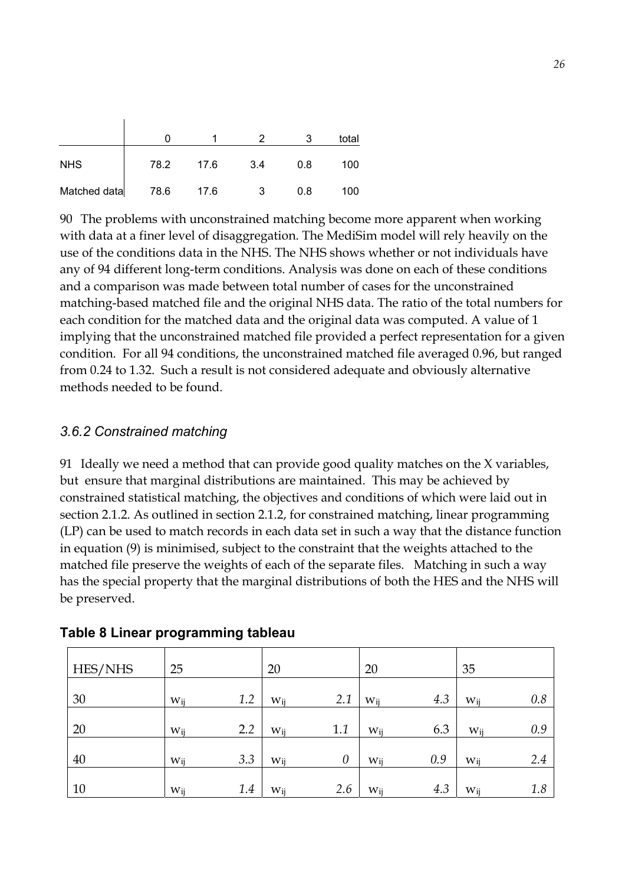| | 0 | 1 | 2 | 3 | total |
|---|---|---|---|---|---|
| NHS | 78.2 | 17.6 | 3.4 | 0.8 | 100 |
| Matched data | 78.6 | 17.6 | 3 | 0.8 | 100 |

90 The problems with unconstrained matching become more apparent when working with data at a finer level of disaggregation. The MediSim model will rely heavily on the use of the conditions data in the NHS. The NHS shows whether or not individuals have any of 94 different long-term conditions. Analysis was done on each of these conditions and a comparison was made between total number of cases for the unconstrained matching-based matched file and the original NHS data. The ratio of the total numbers for each condition for the matched data and the original data was computed. A value of 1 implying that the unconstrained matched file provided a perfect representation for a given condition. For all 94 conditions, the unconstrained matched file averaged 0.96, but ranged from 0.24 to 1.32. Such a result is not considered adequate and obviously alternative methods needed to be found.

### *3.6.2 Constrained matching*

91 Ideally we need a method that can provide good quality matches on the X variables, but ensure that marginal distributions are maintained. This may be achieved by constrained statistical matching, the objectives and conditions of which were laid out in section 2.1.2. As outlined in section 2.1.2, for constrained matching, linear programming (LP) can be used to match records in each data set in such a way that the distance function in equation (9) is minimised, subject to the constraint that the weights attached to the matched file preserve the weights of each of the separate files. Matching in such a way has the special property that the marginal distributions of both the HES and the NHS will be preserved.

**Table 8 Linear programming tableau**

| HES/NHS | 25 | | 20 | | 20 | | 35 | |
|---|---|---|---|---|---|---|---|---|
| 30 | $w_{ij}$ | *1.2* | $w_{ij}$ | *2.1* | $w_{ij}$ | *4.3* | $w_{ij}$ | *0.8* |
| 20 | $w_{ij}$ | 2.2 | $w_{ij}$ | 1.1 | $w_{ij}$ | 6.3 | $w_{ij}$ | *0.9* |
| 40 | $w_{ij}$ | *3.3* | $w_{ij}$ | *0* | $w_{ij}$ | *0.9* | $w_{ij}$ | *2.4* |
| 10 | $w_{ij}$ | *1.4* | $w_{ij}$ | *2.6* | $w_{ij}$ | *4.3* | $w_{ij}$ | *1.8* |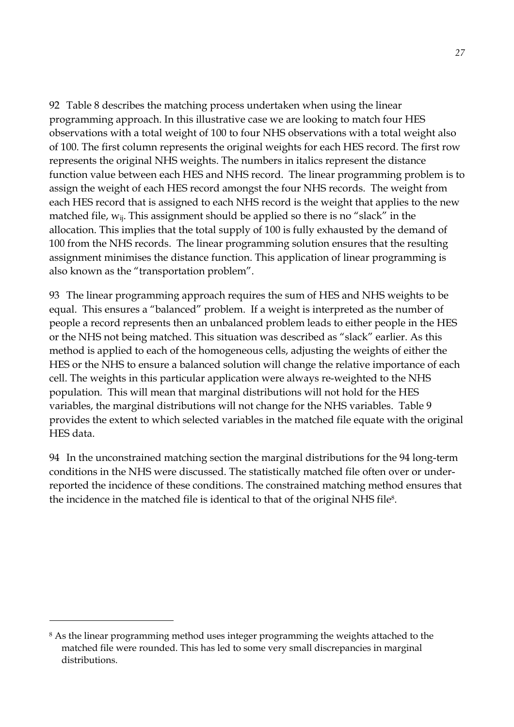92 Table 8 describes the matching process undertaken when using the linear programming approach. In this illustrative case we are looking to match four HES observations with a total weight of 100 to four NHS observations with a total weight also of 100. The first column represents the original weights for each HES record. The first row represents the original NHS weights. The numbers in italics represent the distance function value between each HES and NHS record. The linear programming problem is to assign the weight of each HES record amongst the four NHS records. The weight from each HES record that is assigned to each NHS record is the weight that applies to the new matched file, $w_{ij}$. This assignment should be applied so there is no "slack" in the allocation. This implies that the total supply of 100 is fully exhausted by the demand of 100 from the NHS records. The linear programming solution ensures that the resulting assignment minimises the distance function. This application of linear programming is also known as the "transportation problem".

93 The linear programming approach requires the sum of HES and NHS weights to be equal. This ensures a "balanced" problem. If a weight is interpreted as the number of people a record represents then an unbalanced problem leads to either people in the HES or the NHS not being matched. This situation was described as "slack" earlier. As this method is applied to each of the homogeneous cells, adjusting the weights of either the HES or the NHS to ensure a balanced solution will change the relative importance of each cell. The weights in this particular application were always re-weighted to the NHS population. This will mean that marginal distributions will not hold for the HES variables, the marginal distributions will not change for the NHS variables. Table 9 provides the extent to which selected variables in the matched file equate with the original HES data.

94 In the unconstrained matching section the marginal distributions for the 94 long-term conditions in the NHS were discussed. The statistically matched file often over or under-reported the incidence of these conditions. The constrained matching method ensures that the incidence in the matched file is identical to that of the original NHS file[8].

[8] As the linear programming method uses integer programming the weights attached to the matched file were rounded. This has led to some very small discrepancies in marginal distributions.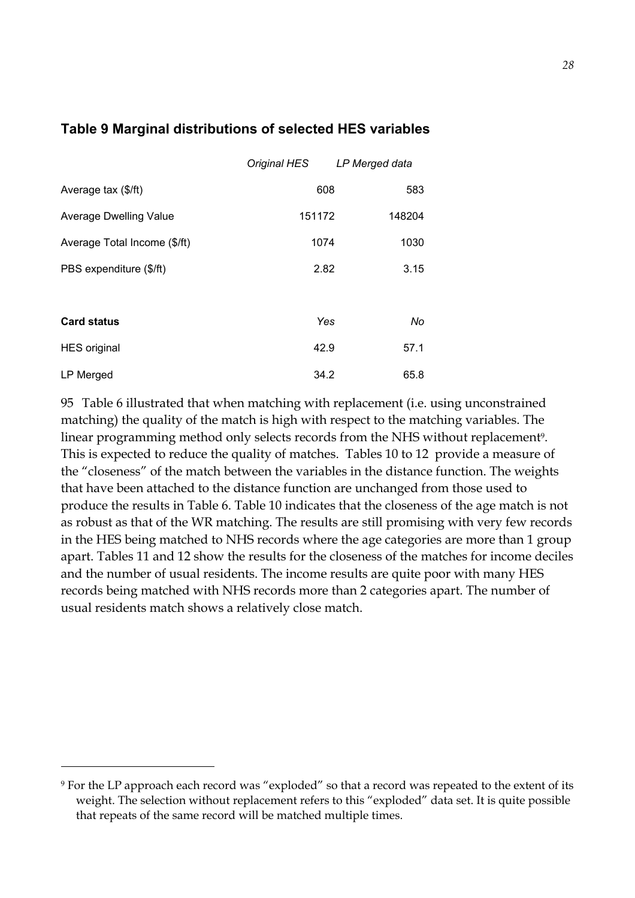### Table 9 Marginal distributions of selected HES variables

| | *Original HES* | *LP Merged data* |
|---|---|---|
| Average tax ($/ft) | 608 | 583 |
| Average Dwelling Value | 151172 | 148204 |
| Average Total Income ($/ft) | 1074 | 1030 |
| PBS expenditure ($/ft) | 2.82 | 3.15 |
| | | |
| **Card status** | *Yes* | *No* |
| HES original | 42.9 | 57.1 |
| LP Merged | 34.2 | 65.8 |

95 Table 6 illustrated that when matching with replacement (i.e. using unconstrained matching) the quality of the match is high with respect to the matching variables. The linear programming method only selects records from the NHS without replacement[9]. This is expected to reduce the quality of matches. Tables 10 to 12 provide a measure of the "closeness" of the match between the variables in the distance function. The weights that have been attached to the distance function are unchanged from those used to produce the results in Table 6. Table 10 indicates that the closeness of the age match is not as robust as that of the WR matching. The results are still promising with very few records in the HES being matched to NHS records where the age categories are more than 1 group apart. Tables 11 and 12 show the results for the closeness of the matches for income deciles and the number of usual residents. The income results are quite poor with many HES records being matched with NHS records more than 2 categories apart. The number of usual residents match shows a relatively close match.

[9] For the LP approach each record was "exploded" so that a record was repeated to the extent of its weight. The selection without replacement refers to this "exploded" data set. It is quite possible that repeats of the same record will be matched multiple times.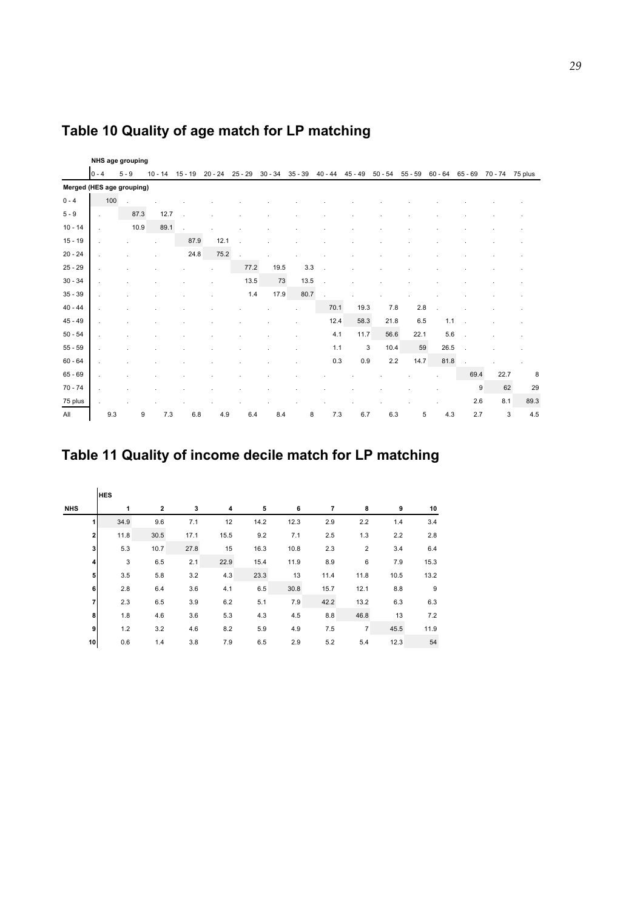## Table 10 Quality of age match for LP matching

| | NHS age grouping | | | | | | | | | | | | | | | |
|---|---|---|---|---|---|---|---|---|---|---|---|---|---|---|---|---|
| | 0 - 4 | 5 - 9 | 10 - 14 | 15 - 19 | 20 - 24 | 25 - 29 | 30 - 34 | 35 - 39 | 40 - 44 | 45 - 49 | 50 - 54 | 55 - 59 | 60 - 64 | 65 - 69 | 70 - 74 | 75 plus |
| **Merged (HES age grouping)** | | | | | | | | | | | | | | | | |
| 0 - 4 | 100 | . | . | . | . | . | . | . | . | . | . | . | . | . | . | . |
| 5 - 9 | . | 87.3 | 12.7 | . | . | . | . | . | . | . | . | . | . | . | . | . |
| 10 - 14 | . | 10.9 | 89.1 | . | . | . | . | . | . | . | . | . | . | . | . | . |
| 15 - 19 | . | . | . | 87.9 | 12.1 | . | . | . | . | . | . | . | . | . | . | . |
| 20 - 24 | . | . | . | 24.8 | 75.2 | . | . | . | . | . | . | . | . | . | . | . |
| 25 - 29 | . | . | . | . | . | 77.2 | 19.5 | 3.3 | . | . | . | . | . | . | . | . |
| 30 - 34 | . | . | . | . | . | 13.5 | 73 | 13.5 | . | . | . | . | . | . | . | . |
| 35 - 39 | . | . | . | . | . | 1.4 | 17.9 | 80.7 | . | . | . | . | . | . | . | . |
| 40 - 44 | . | . | . | . | . | . | . | . | 70.1 | 19.3 | 7.8 | 2.8 | . | . | . | . |
| 45 - 49 | . | . | . | . | . | . | . | . | 12.4 | 58.3 | 21.8 | 6.5 | 1.1 | . | . | . |
| 50 - 54 | . | . | . | . | . | . | . | . | 4.1 | 11.7 | 56.6 | 22.1 | 5.6 | . | . | . |
| 55 - 59 | . | . | . | . | . | . | . | . | 1.1 | 3 | 10.4 | 59 | 26.5 | . | . | . |
| 60 - 64 | . | . | . | . | . | . | . | . | 0.3 | 0.9 | 2.2 | 14.7 | 81.8 | . | . | . |
| 65 - 69 | . | . | . | . | . | . | . | . | . | . | . | . | . | 69.4 | 22.7 | 8 |
| 70 - 74 | . | . | . | . | . | . | . | . | . | . | . | . | . | 9 | 62 | 29 |
| 75 plus | . | . | . | . | . | . | . | . | . | . | . | . | . | 2.6 | 8.1 | 89.3 |
| All | 9.3 | 9 | 7.3 | 6.8 | 4.9 | 6.4 | 8.4 | 8 | 7.3 | 6.7 | 6.3 | 5 | 4.3 | 2.7 | 3 | 4.5 |

## Table 11 Quality of income decile match for LP matching

| | HES | | | | | | | | | |
|---|---|---|---|---|---|---|---|---|---|---|
| **NHS** | **1** | **2** | **3** | **4** | **5** | **6** | **7** | **8** | **9** | **10** |
| **1** | 34.9 | 9.6 | 7.1 | 12 | 14.2 | 12.3 | 2.9 | 2.2 | 1.4 | 3.4 |
| **2** | 11.8 | 30.5 | 17.1 | 15.5 | 9.2 | 7.1 | 2.5 | 1.3 | 2.2 | 2.8 |
| **3** | 5.3 | 10.7 | 27.8 | 15 | 16.3 | 10.8 | 2.3 | 2 | 3.4 | 6.4 |
| **4** | 3 | 6.5 | 2.1 | 22.9 | 15.4 | 11.9 | 8.9 | 6 | 7.9 | 15.3 |
| **5** | 3.5 | 5.8 | 3.2 | 4.3 | 23.3 | 13 | 11.4 | 11.8 | 10.5 | 13.2 |
| **6** | 2.8 | 6.4 | 3.6 | 4.1 | 6.5 | 30.8 | 15.7 | 12.1 | 8.8 | 9 |
| **7** | 2.3 | 6.5 | 3.9 | 6.2 | 5.1 | 7.9 | 42.2 | 13.2 | 6.3 | 6.3 |
| **8** | 1.8 | 4.6 | 3.6 | 5.3 | 4.3 | 4.5 | 8.8 | 46.8 | 13 | 7.2 |
| **9** | 1.2 | 3.2 | 4.6 | 8.2 | 5.9 | 4.9 | 7.5 | 7 | 45.5 | 11.9 |
| **10** | 0.6 | 1.4 | 3.8 | 7.9 | 6.5 | 2.9 | 5.2 | 5.4 | 12.3 | 54 |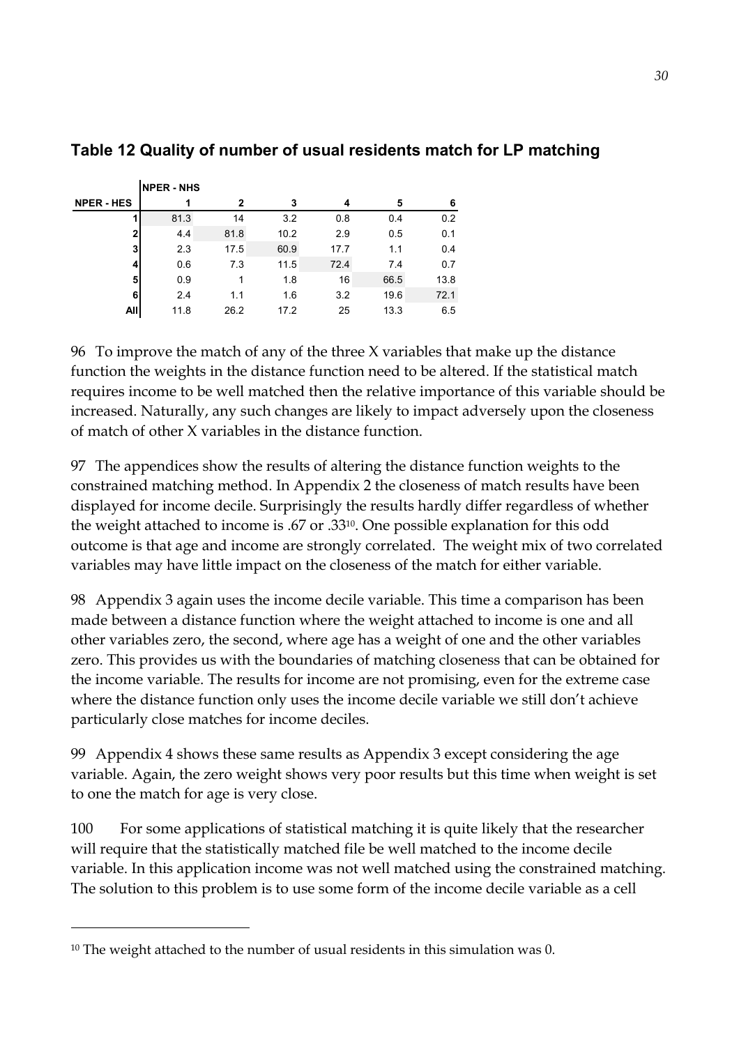### Table 12 Quality of number of usual residents match for LP matching

| NPER - HES | NPER - NHS 1 | 2 | 3 | 4 | 5 | 6 |
|---|---|---|---|---|---|---|
| 1 | 81.3 | 14 | 3.2 | 0.8 | 0.4 | 0.2 |
| 2 | 4.4 | 81.8 | 10.2 | 2.9 | 0.5 | 0.1 |
| 3 | 2.3 | 17.5 | 60.9 | 17.7 | 1.1 | 0.4 |
| 4 | 0.6 | 7.3 | 11.5 | 72.4 | 7.4 | 0.7 |
| 5 | 0.9 | 1 | 1.8 | 16 | 66.5 | 13.8 |
| 6 | 2.4 | 1.1 | 1.6 | 3.2 | 19.6 | 72.1 |
| All | 11.8 | 26.2 | 17.2 | 25 | 13.3 | 6.5 |

96 To improve the match of any of the three X variables that make up the distance function the weights in the distance function need to be altered. If the statistical match requires income to be well matched then the relative importance of this variable should be increased. Naturally, any such changes are likely to impact adversely upon the closeness of match of other X variables in the distance function.

97 The appendices show the results of altering the distance function weights to the constrained matching method. In Appendix 2 the closeness of match results have been displayed for income decile. Surprisingly the results hardly differ regardless of whether the weight attached to income is .67 or .33[10]. One possible explanation for this odd outcome is that age and income are strongly correlated. The weight mix of two correlated variables may have little impact on the closeness of the match for either variable.

98 Appendix 3 again uses the income decile variable. This time a comparison has been made between a distance function where the weight attached to income is one and all other variables zero, the second, where age has a weight of one and the other variables zero. This provides us with the boundaries of matching closeness that can be obtained for the income variable. The results for income are not promising, even for the extreme case where the distance function only uses the income decile variable we still don't achieve particularly close matches for income deciles.

99 Appendix 4 shows these same results as Appendix 3 except considering the age variable. Again, the zero weight shows very poor results but this time when weight is set to one the match for age is very close.

100 For some applications of statistical matching it is quite likely that the researcher will require that the statistically matched file be well matched to the income decile variable. In this application income was not well matched using the constrained matching. The solution to this problem is to use some form of the income decile variable as a cell

[10] The weight attached to the number of usual residents in this simulation was 0.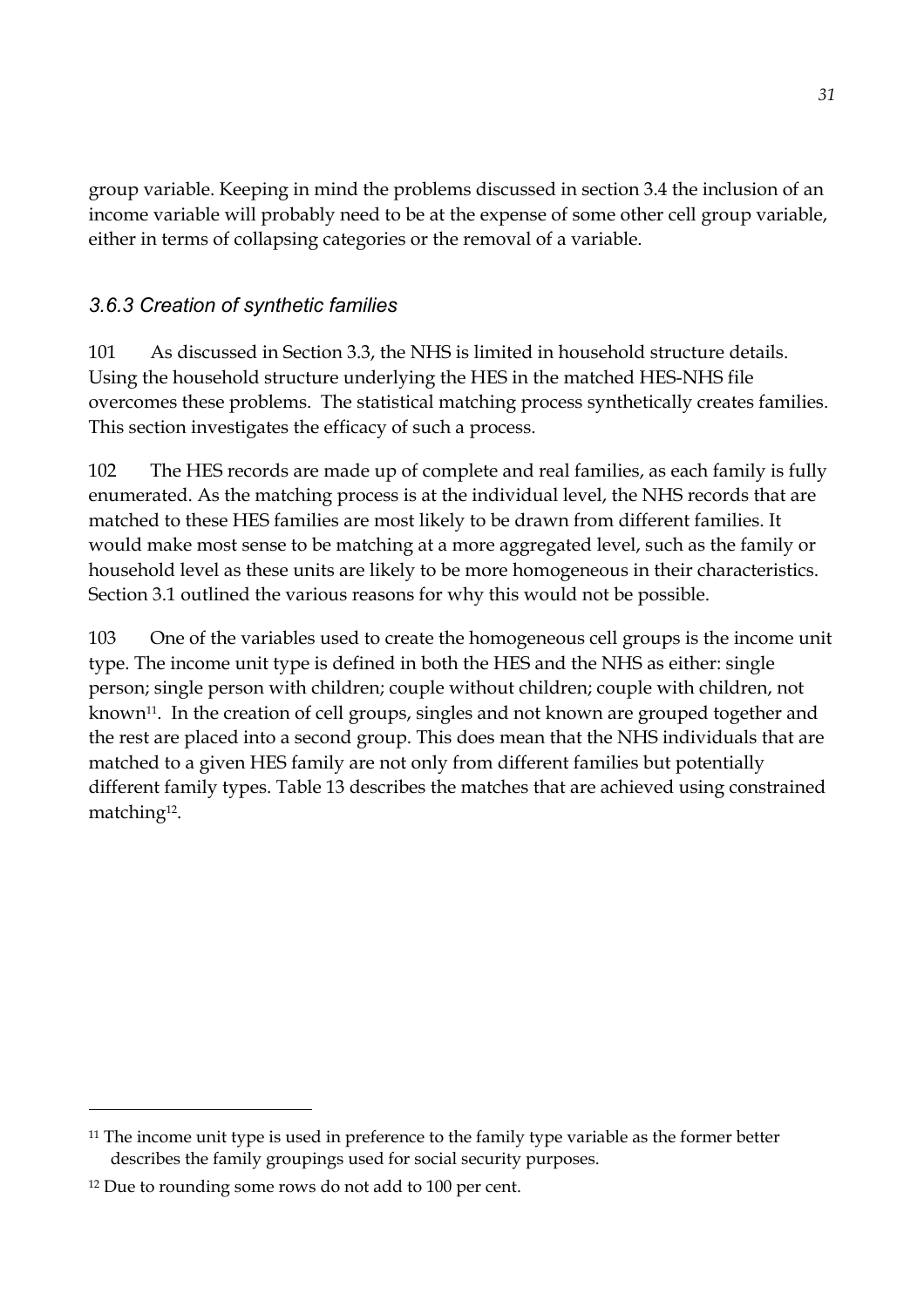group variable. Keeping in mind the problems discussed in section 3.4 the inclusion of an income variable will probably need to be at the expense of some other cell group variable, either in terms of collapsing categories or the removal of a variable.

### *3.6.3 Creation of synthetic families*

101 As discussed in Section 3.3, the NHS is limited in household structure details. Using the household structure underlying the HES in the matched HES-NHS file overcomes these problems. The statistical matching process synthetically creates families. This section investigates the efficacy of such a process.

102 The HES records are made up of complete and real families, as each family is fully enumerated. As the matching process is at the individual level, the NHS records that are matched to these HES families are most likely to be drawn from different families. It would make most sense to be matching at a more aggregated level, such as the family or household level as these units are likely to be more homogeneous in their characteristics. Section 3.1 outlined the various reasons for why this would not be possible.

103 One of the variables used to create the homogeneous cell groups is the income unit type. The income unit type is defined in both the HES and the NHS as either: single person; single person with children; couple without children; couple with children, not known[11]. In the creation of cell groups, singles and not known are grouped together and the rest are placed into a second group. This does mean that the NHS individuals that are matched to a given HES family are not only from different families but potentially different family types. Table 13 describes the matches that are achieved using constrained matching[12].

---

[11] The income unit type is used in preference to the family type variable as the former better describes the family groupings used for social security purposes.

[12] Due to rounding some rows do not add to 100 per cent.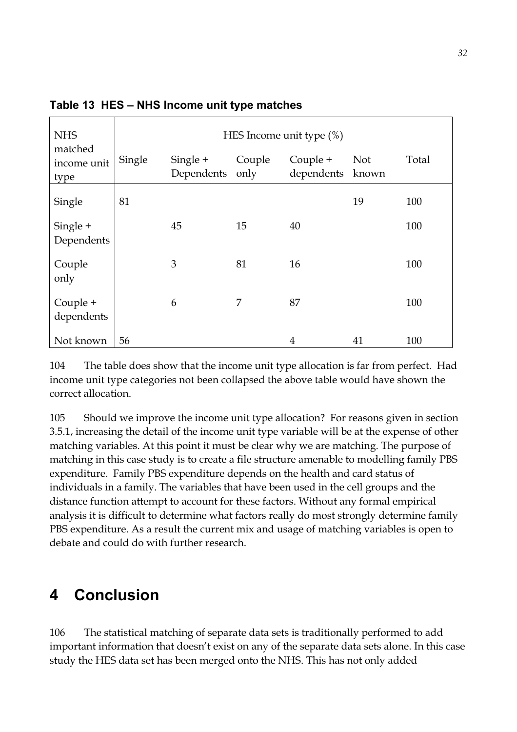**Table 13 HES – NHS Income unit type matches**

| NHS matched income unit type | HES Income unit type (%) | | | | | |
|---|---|---|---|---|---|---|
| | Single | Single + Dependents | Couple only | Couple + dependents | Not known | Total |
| Single | 81 | | | | 19 | 100 |
| Single + Dependents | | 45 | 15 | 40 | | 100 |
| Couple only | | 3 | 81 | 16 | | 100 |
| Couple + dependents | | 6 | 7 | 87 | | 100 |
| Not known | 56 | | | 4 | 41 | 100 |

104 The table does show that the income unit type allocation is far from perfect. Had income unit type categories not been collapsed the above table would have shown the correct allocation.

105 Should we improve the income unit type allocation? For reasons given in section 3.5.1, increasing the detail of the income unit type variable will be at the expense of other matching variables. At this point it must be clear why we are matching. The purpose of matching in this case study is to create a file structure amenable to modelling family PBS expenditure. Family PBS expenditure depends on the health and card status of individuals in a family. The variables that have been used in the cell groups and the distance function attempt to account for these factors. Without any formal empirical analysis it is difficult to determine what factors really do most strongly determine family PBS expenditure. As a result the current mix and usage of matching variables is open to debate and could do with further research.

# 4 Conclusion

106 The statistical matching of separate data sets is traditionally performed to add important information that doesn't exist on any of the separate data sets alone. In this case study the HES data set has been merged onto the NHS. This has not only added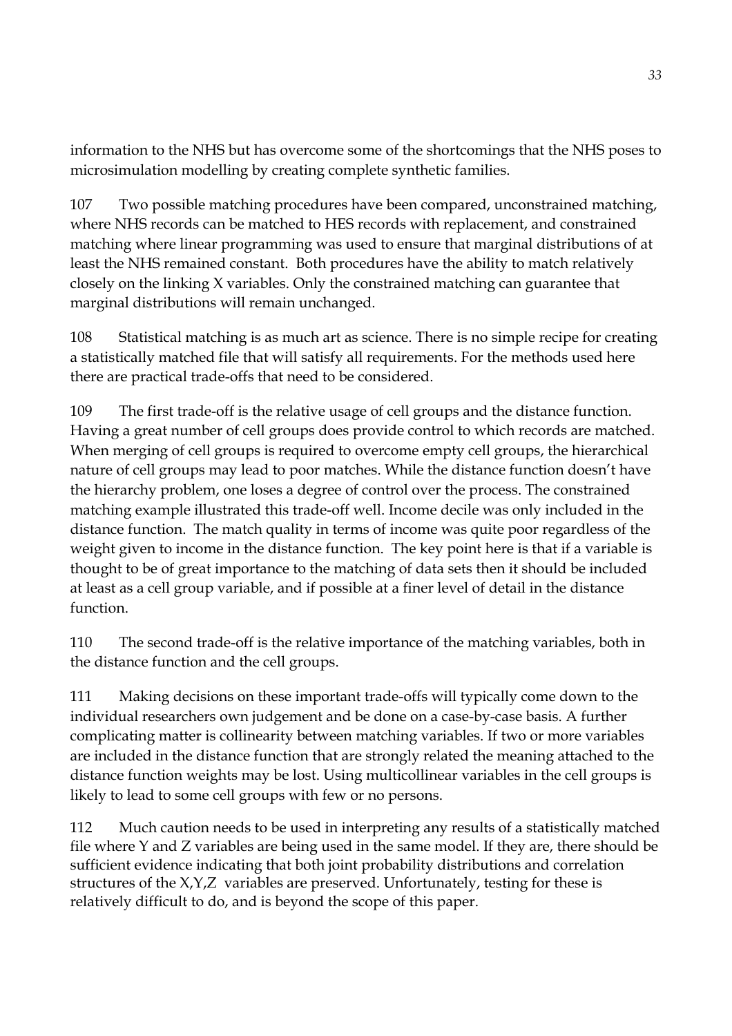information to the NHS but has overcome some of the shortcomings that the NHS poses to microsimulation modelling by creating complete synthetic families.

107 Two possible matching procedures have been compared, unconstrained matching, where NHS records can be matched to HES records with replacement, and constrained matching where linear programming was used to ensure that marginal distributions of at least the NHS remained constant. Both procedures have the ability to match relatively closely on the linking X variables. Only the constrained matching can guarantee that marginal distributions will remain unchanged.

108 Statistical matching is as much art as science. There is no simple recipe for creating a statistically matched file that will satisfy all requirements. For the methods used here there are practical trade-offs that need to be considered.

109 The first trade-off is the relative usage of cell groups and the distance function. Having a great number of cell groups does provide control to which records are matched. When merging of cell groups is required to overcome empty cell groups, the hierarchical nature of cell groups may lead to poor matches. While the distance function doesn't have the hierarchy problem, one loses a degree of control over the process. The constrained matching example illustrated this trade-off well. Income decile was only included in the distance function. The match quality in terms of income was quite poor regardless of the weight given to income in the distance function. The key point here is that if a variable is thought to be of great importance to the matching of data sets then it should be included at least as a cell group variable, and if possible at a finer level of detail in the distance function.

110 The second trade-off is the relative importance of the matching variables, both in the distance function and the cell groups.

111 Making decisions on these important trade-offs will typically come down to the individual researchers own judgement and be done on a case-by-case basis. A further complicating matter is collinearity between matching variables. If two or more variables are included in the distance function that are strongly related the meaning attached to the distance function weights may be lost. Using multicollinear variables in the cell groups is likely to lead to some cell groups with few or no persons.

112 Much caution needs to be used in interpreting any results of a statistically matched file where Y and Z variables are being used in the same model. If they are, there should be sufficient evidence indicating that both joint probability distributions and correlation structures of the X,Y,Z variables are preserved. Unfortunately, testing for these is relatively difficult to do, and is beyond the scope of this paper.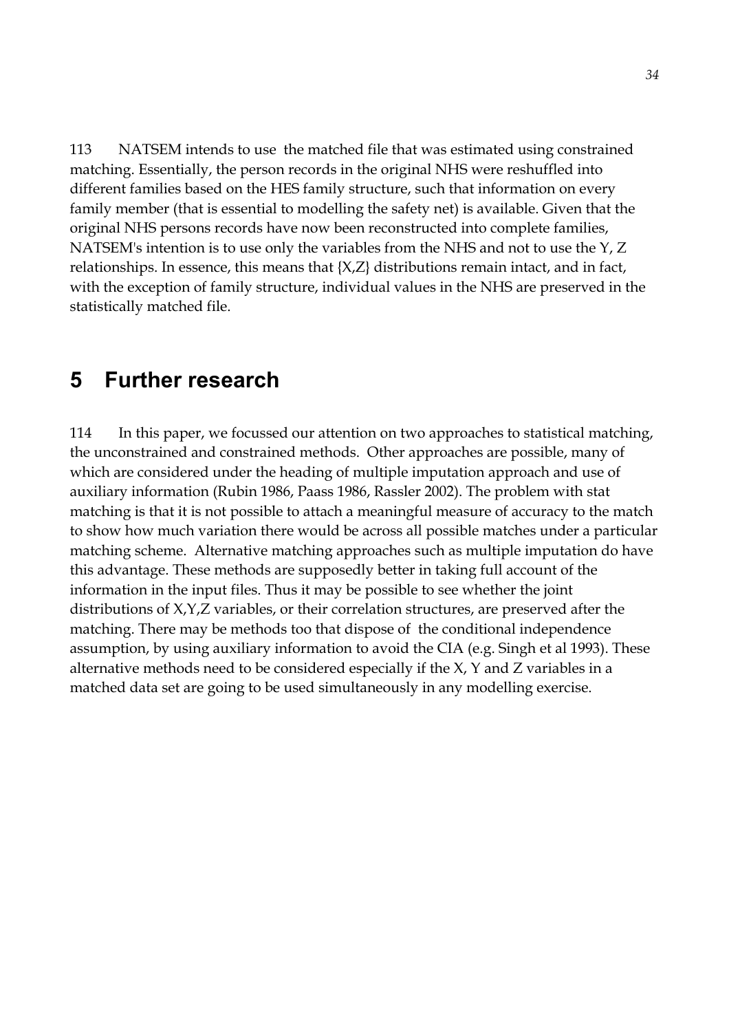113 NATSEM intends to use the matched file that was estimated using constrained matching. Essentially, the person records in the original NHS were reshuffled into different families based on the HES family structure, such that information on every family member (that is essential to modelling the safety net) is available. Given that the original NHS persons records have now been reconstructed into complete families, NATSEM's intention is to use only the variables from the NHS and not to use the Y, Z relationships. In essence, this means that {X,Z} distributions remain intact, and in fact, with the exception of family structure, individual values in the NHS are preserved in the statistically matched file.

# 5 Further research

114 In this paper, we focussed our attention on two approaches to statistical matching, the unconstrained and constrained methods. Other approaches are possible, many of which are considered under the heading of multiple imputation approach and use of auxiliary information (Rubin 1986, Paass 1986, Rassler 2002). The problem with stat matching is that it is not possible to attach a meaningful measure of accuracy to the match to show how much variation there would be across all possible matches under a particular matching scheme. Alternative matching approaches such as multiple imputation do have this advantage. These methods are supposedly better in taking full account of the information in the input files. Thus it may be possible to see whether the joint distributions of X,Y,Z variables, or their correlation structures, are preserved after the matching. There may be methods too that dispose of the conditional independence assumption, by using auxiliary information to avoid the CIA (e.g. Singh et al 1993). These alternative methods need to be considered especially if the X, Y and Z variables in a matched data set are going to be used simultaneously in any modelling exercise.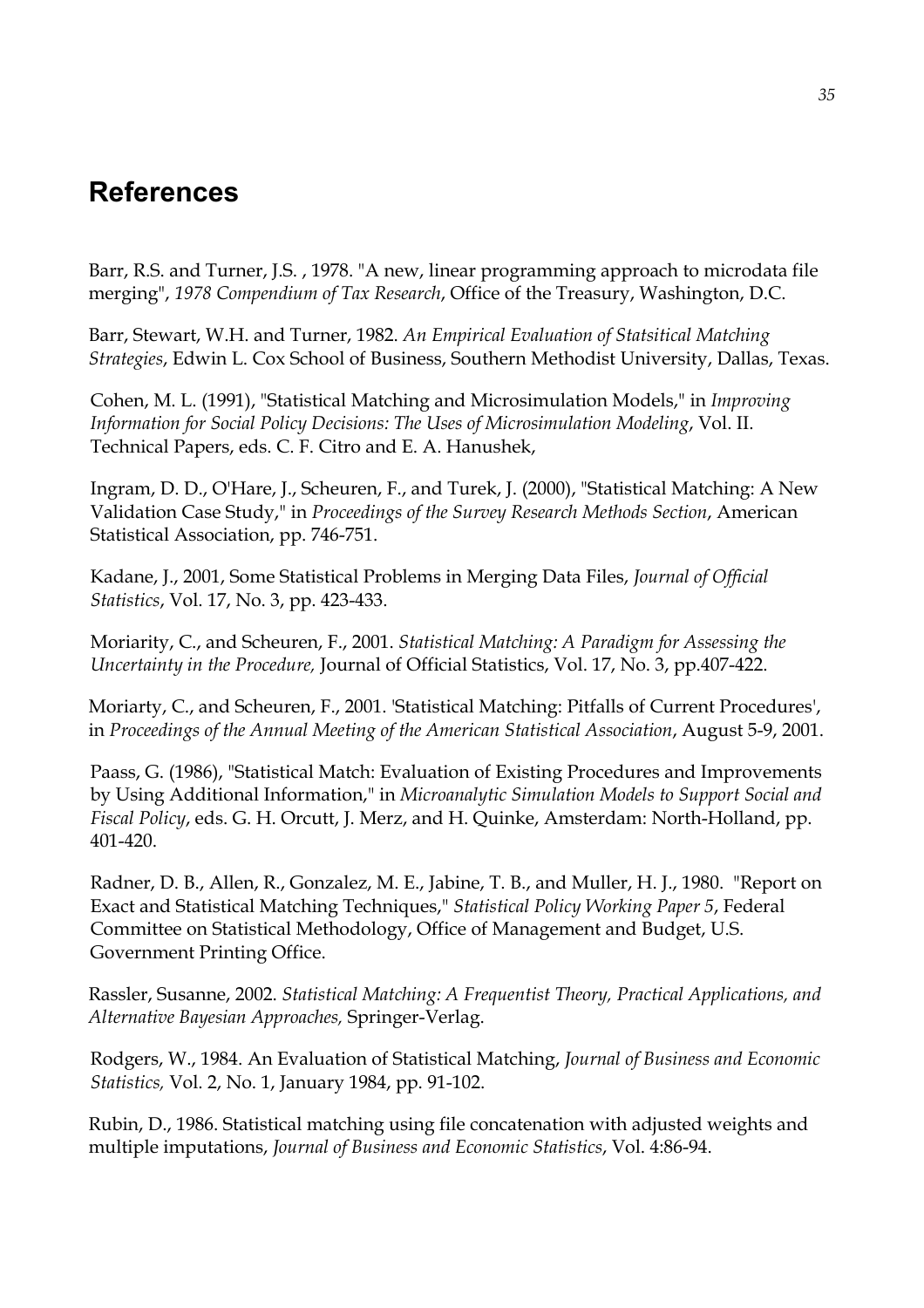# References

Barr, R.S. and Turner, J.S. , 1978. "A new, linear programming approach to microdata file merging", *1978 Compendium of Tax Research*, Office of the Treasury, Washington, D.C.

Barr, Stewart, W.H. and Turner, 1982. *An Empirical Evaluation of Statsitical Matching Strategies*, Edwin L. Cox School of Business, Southern Methodist University, Dallas, Texas.

Cohen, M. L. (1991), "Statistical Matching and Microsimulation Models," in *Improving Information for Social Policy Decisions: The Uses of Microsimulation Modeling*, Vol. II. Technical Papers, eds. C. F. Citro and E. A. Hanushek,

Ingram, D. D., O'Hare, J., Scheuren, F., and Turek, J. (2000), "Statistical Matching: A New Validation Case Study," in *Proceedings of the Survey Research Methods Section*, American Statistical Association, pp. 746-751.

Kadane, J., 2001, Some Statistical Problems in Merging Data Files, *Journal of Official Statistics*, Vol. 17, No. 3, pp. 423-433.

Moriarity, C., and Scheuren, F., 2001. *Statistical Matching: A Paradigm for Assessing the Uncertainty in the Procedure,* Journal of Official Statistics, Vol. 17, No. 3, pp.407-422.

Moriarty, C., and Scheuren, F., 2001. 'Statistical Matching: Pitfalls of Current Procedures', in *Proceedings of the Annual Meeting of the American Statistical Association*, August 5-9, 2001.

Paass, G. (1986), "Statistical Match: Evaluation of Existing Procedures and Improvements by Using Additional Information," in *Microanalytic Simulation Models to Support Social and Fiscal Policy*, eds. G. H. Orcutt, J. Merz, and H. Quinke, Amsterdam: North-Holland, pp. 401-420.

Radner, D. B., Allen, R., Gonzalez, M. E., Jabine, T. B., and Muller, H. J., 1980. "Report on Exact and Statistical Matching Techniques," *Statistical Policy Working Paper 5*, Federal Committee on Statistical Methodology, Office of Management and Budget, U.S. Government Printing Office.

Rassler, Susanne, 2002. *Statistical Matching: A Frequentist Theory, Practical Applications, and Alternative Bayesian Approaches,* Springer-Verlag.

Rodgers, W., 1984. An Evaluation of Statistical Matching, *Journal of Business and Economic Statistics,* Vol. 2, No. 1, January 1984, pp. 91-102.

Rubin, D., 1986. Statistical matching using file concatenation with adjusted weights and multiple imputations, *Journal of Business and Economic Statistics*, Vol. 4:86-94.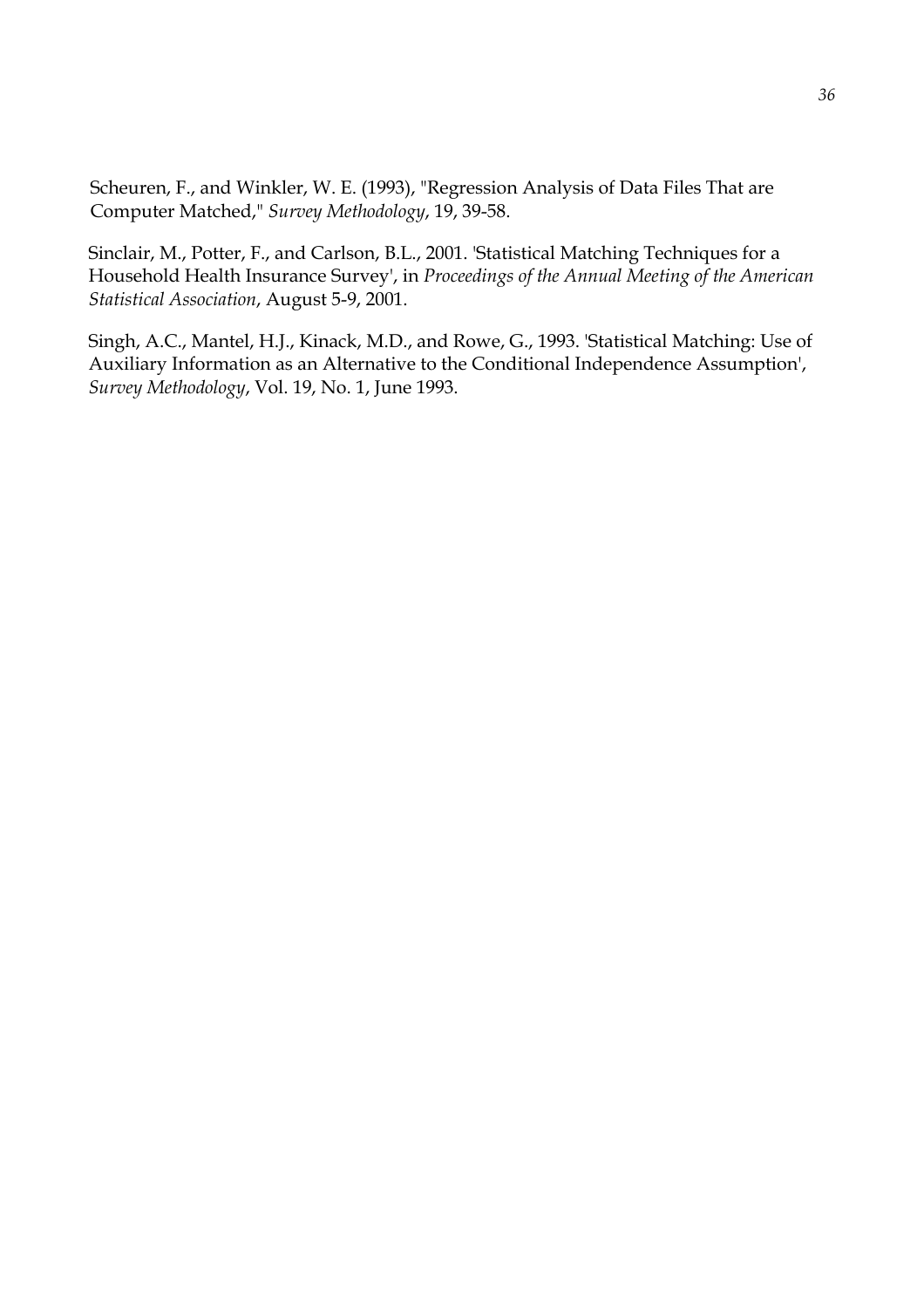Scheuren, F., and Winkler, W. E. (1993), "Regression Analysis of Data Files That are Computer Matched," *Survey Methodology*, 19, 39-58.

Sinclair, M., Potter, F., and Carlson, B.L., 2001. 'Statistical Matching Techniques for a Household Health Insurance Survey', in *Proceedings of the Annual Meeting of the American Statistical Association*, August 5-9, 2001.

Singh, A.C., Mantel, H.J., Kinack, M.D., and Rowe, G., 1993. 'Statistical Matching: Use of Auxiliary Information as an Alternative to the Conditional Independence Assumption', *Survey Methodology*, Vol. 19, No. 1, June 1993.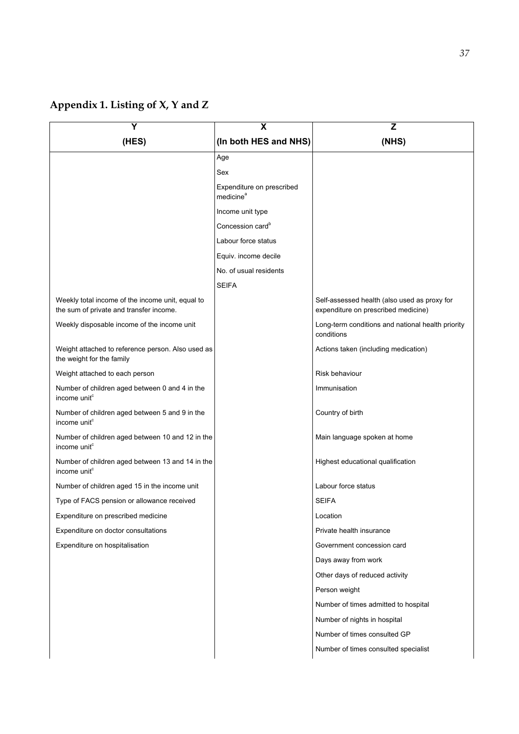## Appendix 1. Listing of X, Y and Z

| Y<br>(HES) | X<br>(In both HES and NHS) | Z<br>(NHS) |
|---|---|---|
| | Age | |
| | Sex | |
| | Expenditure on prescribed medicine[a] | |
| | Income unit type | |
| | Concession card[b] | |
| | Labour force status | |
| | Equiv. income decile | |
| | No. of usual residents | |
| | SEIFA | |
| Weekly total income of the income unit, equal to the sum of private and transfer income. | | Self-assessed health (also used as proxy for expenditure on prescribed medicine) |
| Weekly disposable income of the income unit | | Long-term conditions and national health priority conditions |
| Weight attached to reference person. Also used as the weight for the family | | Actions taken (including medication) |
| Weight attached to each person | | Risk behaviour |
| Number of children aged between 0 and 4 in the income unit[c] | | Immunisation |
| Number of children aged between 5 and 9 in the income unit[c] | | Country of birth |
| Number of children aged between 10 and 12 in the income unit[c] | | Main language spoken at home |
| Number of children aged between 13 and 14 in the income unit[c] | | Highest educational qualification |
| Number of children aged 15 in the income unit | | Labour force status |
| Type of FACS pension or allowance received | | SEIFA |
| Expenditure on prescribed medicine | | Location |
| Expenditure on doctor consultations | | Private health insurance |
| Expenditure on hospitalisation | | Government concession card |
| | | Days away from work |
| | | Other days of reduced activity |
| | | Person weight |
| | | Number of times admitted to hospital |
| | | Number of nights in hospital |
| | | Number of times consulted GP |
| | | Number of times consulted specialist |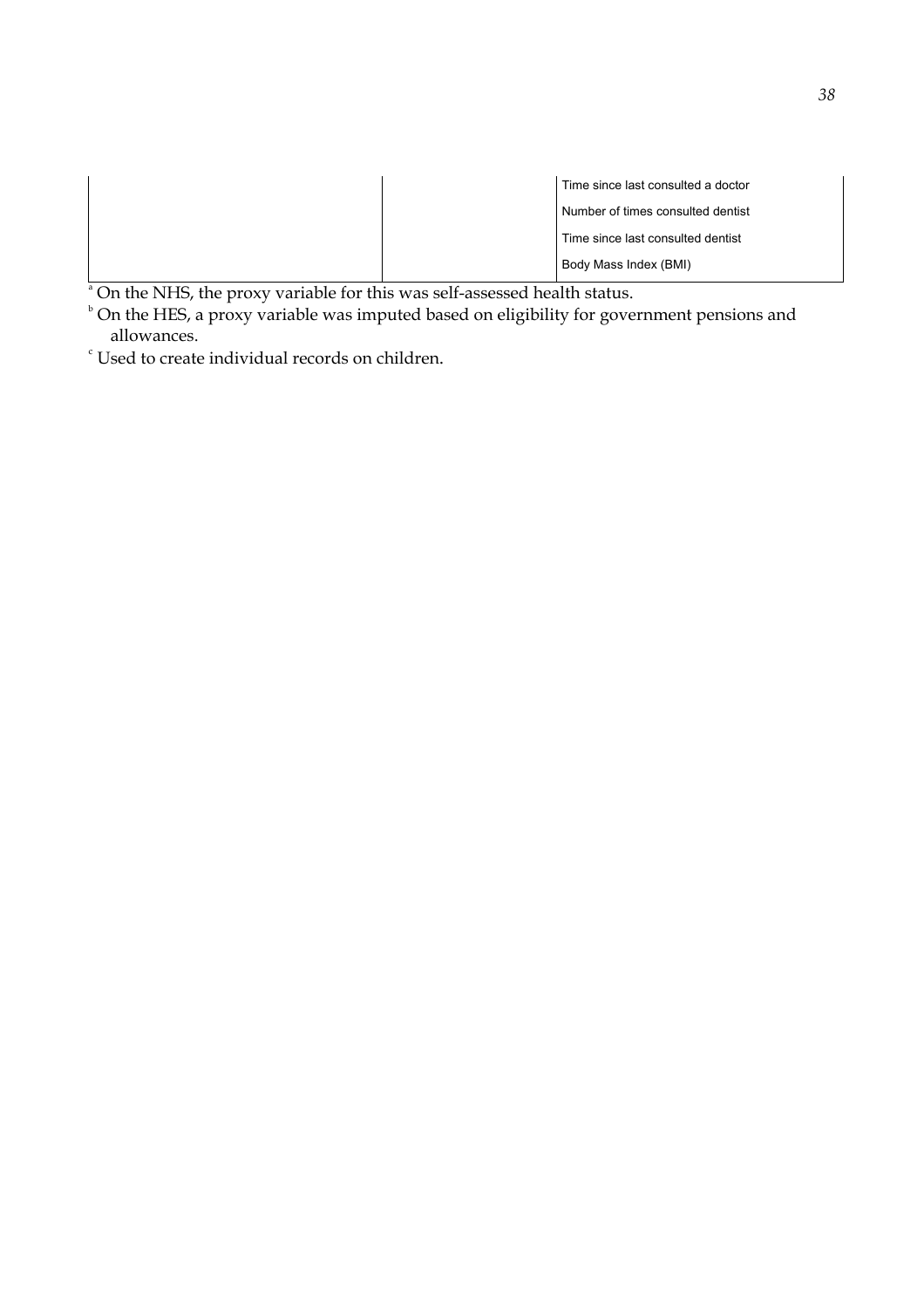| | | |
|---|---|---|
| | | Time since last consulted a doctor |
| | | Number of times consulted dentist |
| | | Time since last consulted dentist |
| | | Body Mass Index (BMI) |

[a] On the NHS, the proxy variable for this was self-assessed health status.

[b] On the HES, a proxy variable was imputed based on eligibility for government pensions and allowances.

[c] Used to create individual records on children.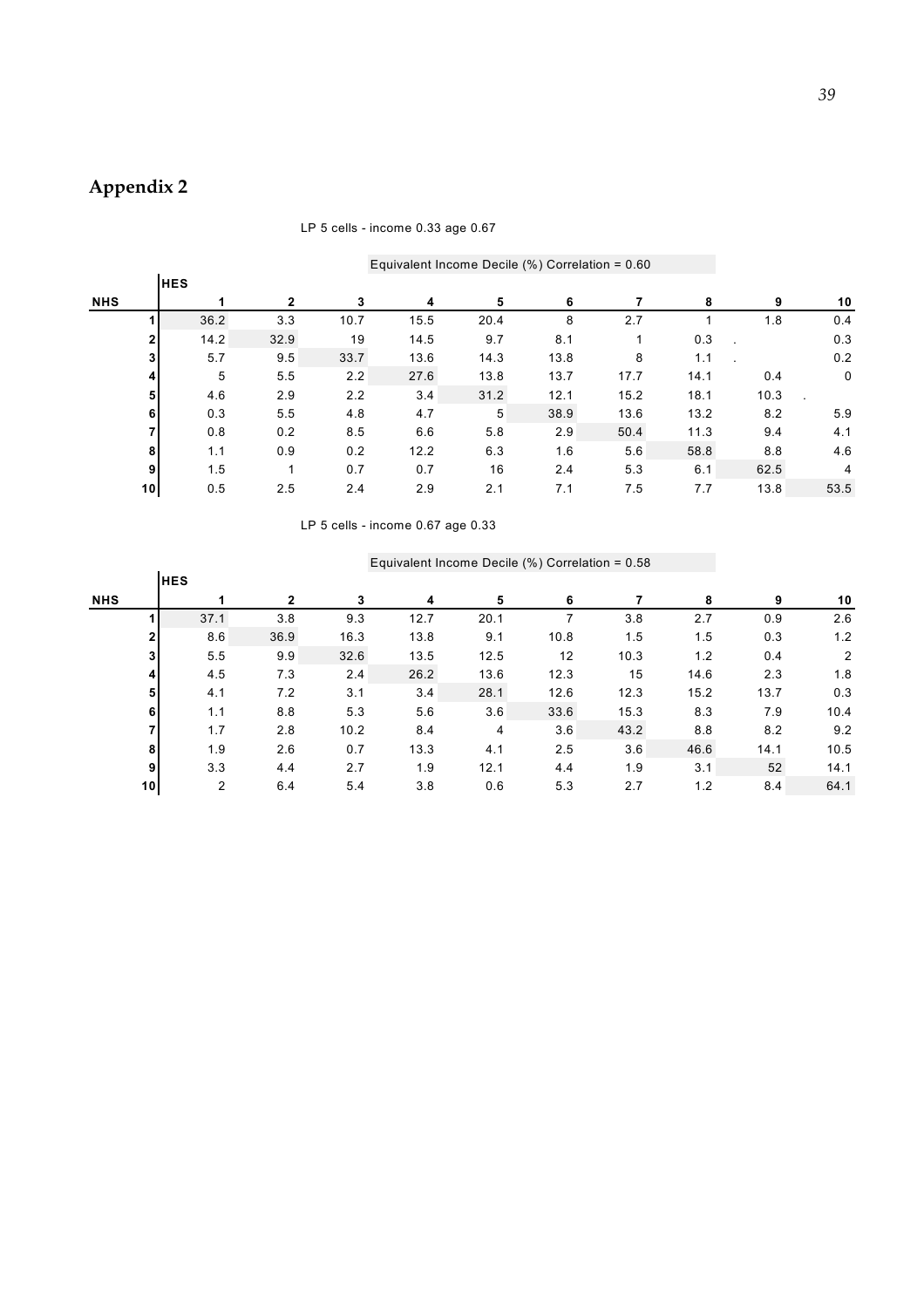## Appendix 2

LP 5 cells - income 0.33 age 0.67

Equivalent Income Decile (%) Correlation = 0.60

| NHS | HES 1 | 2 | 3 | 4 | 5 | 6 | 7 | 8 | 9 | 10 |
|---|---|---|---|---|---|---|---|---|---|---|
| 1 | 36.2 | 3.3 | 10.7 | 15.5 | 20.4 | 8 | 2.7 | 1 | 1.8 | 0.4 |
| 2 | 14.2 | 32.9 | 19 | 14.5 | 9.7 | 8.1 | 1 | 0.3 | . | 0.3 |
| 3 | 5.7 | 9.5 | 33.7 | 13.6 | 14.3 | 13.8 | 8 | 1.1 | . | 0.2 |
| 4 | 5 | 5.5 | 2.2 | 27.6 | 13.8 | 13.7 | 17.7 | 14.1 | 0.4 | 0 |
| 5 | 4.6 | 2.9 | 2.2 | 3.4 | 31.2 | 12.1 | 15.2 | 18.1 | 10.3 | . |
| 6 | 0.3 | 5.5 | 4.8 | 4.7 | 5 | 38.9 | 13.6 | 13.2 | 8.2 | 5.9 |
| 7 | 0.8 | 0.2 | 8.5 | 6.6 | 5.8 | 2.9 | 50.4 | 11.3 | 9.4 | 4.1 |
| 8 | 1.1 | 0.9 | 0.2 | 12.2 | 6.3 | 1.6 | 5.6 | 58.8 | 8.8 | 4.6 |
| 9 | 1.5 | 1 | 0.7 | 0.7 | 16 | 2.4 | 5.3 | 6.1 | 62.5 | 4 |
| 10 | 0.5 | 2.5 | 2.4 | 2.9 | 2.1 | 7.1 | 7.5 | 7.7 | 13.8 | 53.5 |

LP 5 cells - income 0.67 age 0.33

Equivalent Income Decile (%) Correlation = 0.58

| NHS | HES 1 | 2 | 3 | 4 | 5 | 6 | 7 | 8 | 9 | 10 |
|---|---|---|---|---|---|---|---|---|---|---|
| 1 | 37.1 | 3.8 | 9.3 | 12.7 | 20.1 | 7 | 3.8 | 2.7 | 0.9 | 2.6 |
| 2 | 8.6 | 36.9 | 16.3 | 13.8 | 9.1 | 10.8 | 1.5 | 1.5 | 0.3 | 1.2 |
| 3 | 5.5 | 9.9 | 32.6 | 13.5 | 12.5 | 12 | 10.3 | 1.2 | 0.4 | 2 |
| 4 | 4.5 | 7.3 | 2.4 | 26.2 | 13.6 | 12.3 | 15 | 14.6 | 2.3 | 1.8 |
| 5 | 4.1 | 7.2 | 3.1 | 3.4 | 28.1 | 12.6 | 12.3 | 15.2 | 13.7 | 0.3 |
| 6 | 1.1 | 8.8 | 5.3 | 5.6 | 3.6 | 33.6 | 15.3 | 8.3 | 7.9 | 10.4 |
| 7 | 1.7 | 2.8 | 10.2 | 8.4 | 4 | 3.6 | 43.2 | 8.8 | 8.2 | 9.2 |
| 8 | 1.9 | 2.6 | 0.7 | 13.3 | 4.1 | 2.5 | 3.6 | 46.6 | 14.1 | 10.5 |
| 9 | 3.3 | 4.4 | 2.7 | 1.9 | 12.1 | 4.4 | 1.9 | 3.1 | 52 | 14.1 |
| 10 | 2 | 6.4 | 5.4 | 3.8 | 0.6 | 5.3 | 2.7 | 1.2 | 8.4 | 64.1 |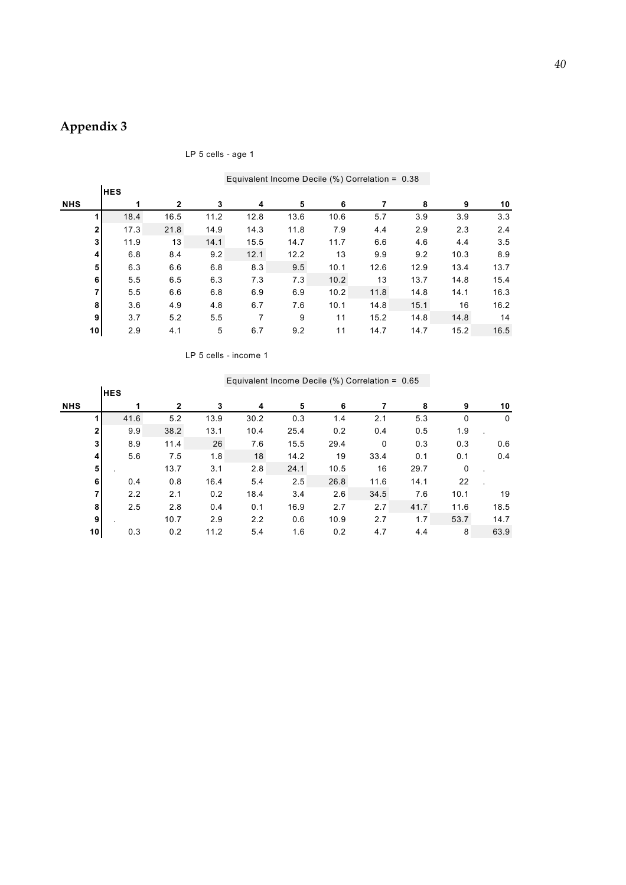# Appendix 3

LP 5 cells - age 1

Equivalent Income Decile (%) Correlation = 0.38

| NHS | HES 1 | 2 | 3 | 4 | 5 | 6 | 7 | 8 | 9 | 10 |
|---|---|---|---|---|---|---|---|---|---|---|
| 1 | 18.4 | 16.5 | 11.2 | 12.8 | 13.6 | 10.6 | 5.7 | 3.9 | 3.9 | 3.3 |
| 2 | 17.3 | 21.8 | 14.9 | 14.3 | 11.8 | 7.9 | 4.4 | 2.9 | 2.3 | 2.4 |
| 3 | 11.9 | 13 | 14.1 | 15.5 | 14.7 | 11.7 | 6.6 | 4.6 | 4.4 | 3.5 |
| 4 | 6.8 | 8.4 | 9.2 | 12.1 | 12.2 | 13 | 9.9 | 9.2 | 10.3 | 8.9 |
| 5 | 6.3 | 6.6 | 6.8 | 8.3 | 9.5 | 10.1 | 12.6 | 12.9 | 13.4 | 13.7 |
| 6 | 5.5 | 6.5 | 6.3 | 7.3 | 7.3 | 10.2 | 13 | 13.7 | 14.8 | 15.4 |
| 7 | 5.5 | 6.6 | 6.8 | 6.9 | 6.9 | 10.2 | 11.8 | 14.8 | 14.1 | 16.3 |
| 8 | 3.6 | 4.9 | 4.8 | 6.7 | 7.6 | 10.1 | 14.8 | 15.1 | 16 | 16.2 |
| 9 | 3.7 | 5.2 | 5.5 | 7 | 9 | 11 | 15.2 | 14.8 | 14.8 | 14 |
| 10 | 2.9 | 4.1 | 5 | 6.7 | 9.2 | 11 | 14.7 | 14.7 | 15.2 | 16.5 |

LP 5 cells - income 1

Equivalent Income Decile (%) Correlation = 0.65

| NHS | HES 1 | 2 | 3 | 4 | 5 | 6 | 7 | 8 | 9 | 10 |
|---|---|---|---|---|---|---|---|---|---|---|
| 1 | 41.6 | 5.2 | 13.9 | 30.2 | 0.3 | 1.4 | 2.1 | 5.3 | 0 | 0 |
| 2 | 9.9 | 38.2 | 13.1 | 10.4 | 25.4 | 0.2 | 0.4 | 0.5 | 1.9 | . |
| 3 | 8.9 | 11.4 | 26 | 7.6 | 15.5 | 29.4 | 0 | 0.3 | 0.3 | 0.6 |
| 4 | 5.6 | 7.5 | 1.8 | 18 | 14.2 | 19 | 33.4 | 0.1 | 0.1 | 0.4 |
| 5 | . | 13.7 | 3.1 | 2.8 | 24.1 | 10.5 | 16 | 29.7 | 0 | . |
| 6 | 0.4 | 0.8 | 16.4 | 5.4 | 2.5 | 26.8 | 11.6 | 14.1 | 22 | . |
| 7 | 2.2 | 2.1 | 0.2 | 18.4 | 3.4 | 2.6 | 34.5 | 7.6 | 10.1 | 19 |
| 8 | 2.5 | 2.8 | 0.4 | 0.1 | 16.9 | 2.7 | 2.7 | 41.7 | 11.6 | 18.5 |
| 9 | . | 10.7 | 2.9 | 2.2 | 0.6 | 10.9 | 2.7 | 1.7 | 53.7 | 14.7 |
| 10 | 0.3 | 0.2 | 11.2 | 5.4 | 1.6 | 0.2 | 4.7 | 4.4 | 8 | 63.9 |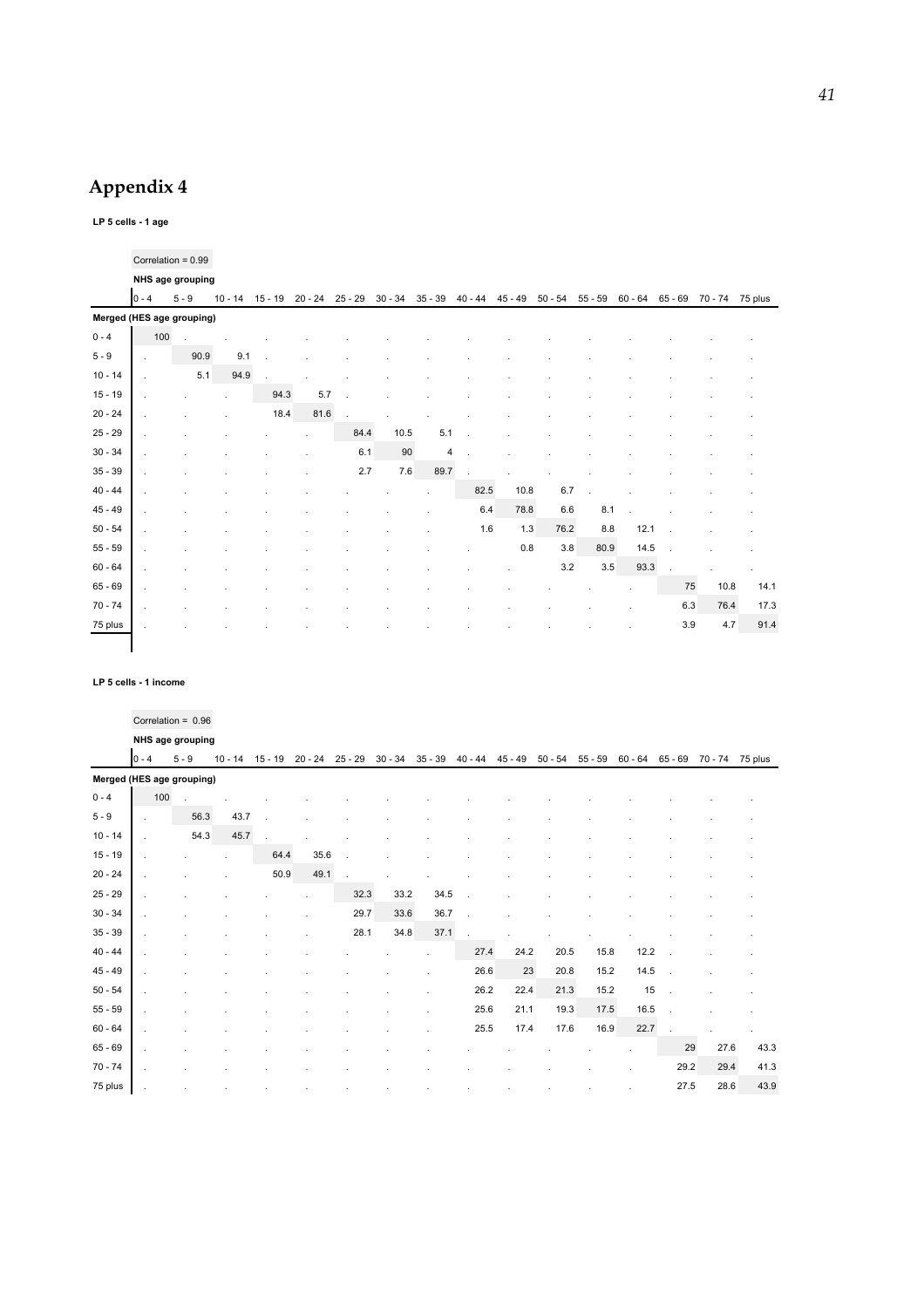# Appendix 4

**LP 5 cells - 1 age**

Correlation = 0.99

| Merged (HES age grouping) | NHS age grouping 0 - 4 | 5 - 9 | 10 - 14 | 15 - 19 | 20 - 24 | 25 - 29 | 30 - 34 | 35 - 39 | 40 - 44 | 45 - 49 | 50 - 54 | 55 - 59 | 60 - 64 | 65 - 69 | 70 - 74 | 75 plus |
|---|---|---|---|---|---|---|---|---|---|---|---|---|---|---|---|---|
| 0 - 4 | 100 | . | . | . | . | . | . | . | . | . | . | . | . | . | . | . |
| 5 - 9 | . | 90.9 | 9.1 | . | . | . | . | . | . | . | . | . | . | . | . | . |
| 10 - 14 | . | 5.1 | 94.9 | . | . | . | . | . | . | . | . | . | . | . | . | . |
| 15 - 19 | . | . | . | 94.3 | 5.7 | . | . | . | . | . | . | . | . | . | . | . |
| 20 - 24 | . | . | . | 18.4 | 81.6 | . | . | . | . | . | . | . | . | . | . | . |
| 25 - 29 | . | . | . | . | . | 84.4 | 10.5 | 5.1 | . | . | . | . | . | . | . | . |
| 30 - 34 | . | . | . | . | . | 6.1 | 90 | 4 | . | . | . | . | . | . | . | . |
| 35 - 39 | . | . | . | . | . | 2.7 | 7.6 | 89.7 | . | . | . | . | . | . | . | . |
| 40 - 44 | . | . | . | . | . | . | . | . | 82.5 | 10.8 | 6.7 | . | . | . | . | . |
| 45 - 49 | . | . | . | . | . | . | . | . | 6.4 | 78.8 | 6.6 | 8.1 | . | . | . | . |
| 50 - 54 | . | . | . | . | . | . | . | . | 1.6 | 1.3 | 76.2 | 8.8 | 12.1 | . | . | . |
| 55 - 59 | . | . | . | . | . | . | . | . | . | 0.8 | 3.8 | 80.9 | 14.5 | . | . | . |
| 60 - 64 | . | . | . | . | . | . | . | . | . | . | 3.2 | 3.5 | 93.3 | . | . | . |
| 65 - 69 | . | . | . | . | . | . | . | . | . | . | . | . | . | 75 | 10.8 | 14.1 |
| 70 - 74 | . | . | . | . | . | . | . | . | . | . | . | . | . | 6.3 | 76.4 | 17.3 |
| 75 plus | . | . | . | . | . | . | . | . | . | . | . | . | . | 3.9 | 4.7 | 91.4 |

**LP 5 cells - 1 income**

Correlation = 0.96

| Merged (HES age grouping) | NHS age grouping 0 - 4 | 5 - 9 | 10 - 14 | 15 - 19 | 20 - 24 | 25 - 29 | 30 - 34 | 35 - 39 | 40 - 44 | 45 - 49 | 50 - 54 | 55 - 59 | 60 - 64 | 65 - 69 | 70 - 74 | 75 plus |
|---|---|---|---|---|---|---|---|---|---|---|---|---|---|---|---|---|
| 0 - 4 | 100 | . | . | . | . | . | . | . | . | . | . | . | . | . | . | . |
| 5 - 9 | . | 56.3 | 43.7 | . | . | . | . | . | . | . | . | . | . | . | . | . |
| 10 - 14 | . | 54.3 | 45.7 | . | . | . | . | . | . | . | . | . | . | . | . | . |
| 15 - 19 | . | . | . | 64.4 | 35.6 | . | . | . | . | . | . | . | . | . | . | . |
| 20 - 24 | . | . | . | 50.9 | 49.1 | . | . | . | . | . | . | . | . | . | . | . |
| 25 - 29 | . | . | . | . | . | 32.3 | 33.2 | 34.5 | . | . | . | . | . | . | . | . |
| 30 - 34 | . | . | . | . | . | 29.7 | 33.6 | 36.7 | . | . | . | . | . | . | . | . |
| 35 - 39 | . | . | . | . | . | 28.1 | 34.8 | 37.1 | . | . | . | . | . | . | . | . |
| 40 - 44 | . | . | . | . | . | . | . | . | 27.4 | 24.2 | 20.5 | 15.8 | 12.2 | . | . | . |
| 45 - 49 | . | . | . | . | . | . | . | . | 26.6 | 23 | 20.8 | 15.2 | 14.5 | . | . | . |
| 50 - 54 | . | . | . | . | . | . | . | . | 26.2 | 22.4 | 21.3 | 15.2 | 15 | . | . | . |
| 55 - 59 | . | . | . | . | . | . | . | . | 25.6 | 21.1 | 19.3 | 17.5 | 16.5 | . | . | . |
| 60 - 64 | . | . | . | . | . | . | . | . | 25.5 | 17.4 | 17.6 | 16.9 | 22.7 | . | . | . |
| 65 - 69 | . | . | . | . | . | . | . | . | . | . | . | . | . | 29 | 27.6 | 43.3 |
| 70 - 74 | . | . | . | . | . | . | . | . | . | . | . | . | . | 29.2 | 29.4 | 41.3 |
| 75 plus | . | . | . | . | . | . | . | . | . | . | . | . | . | 27.5 | 28.6 | 43.9 |